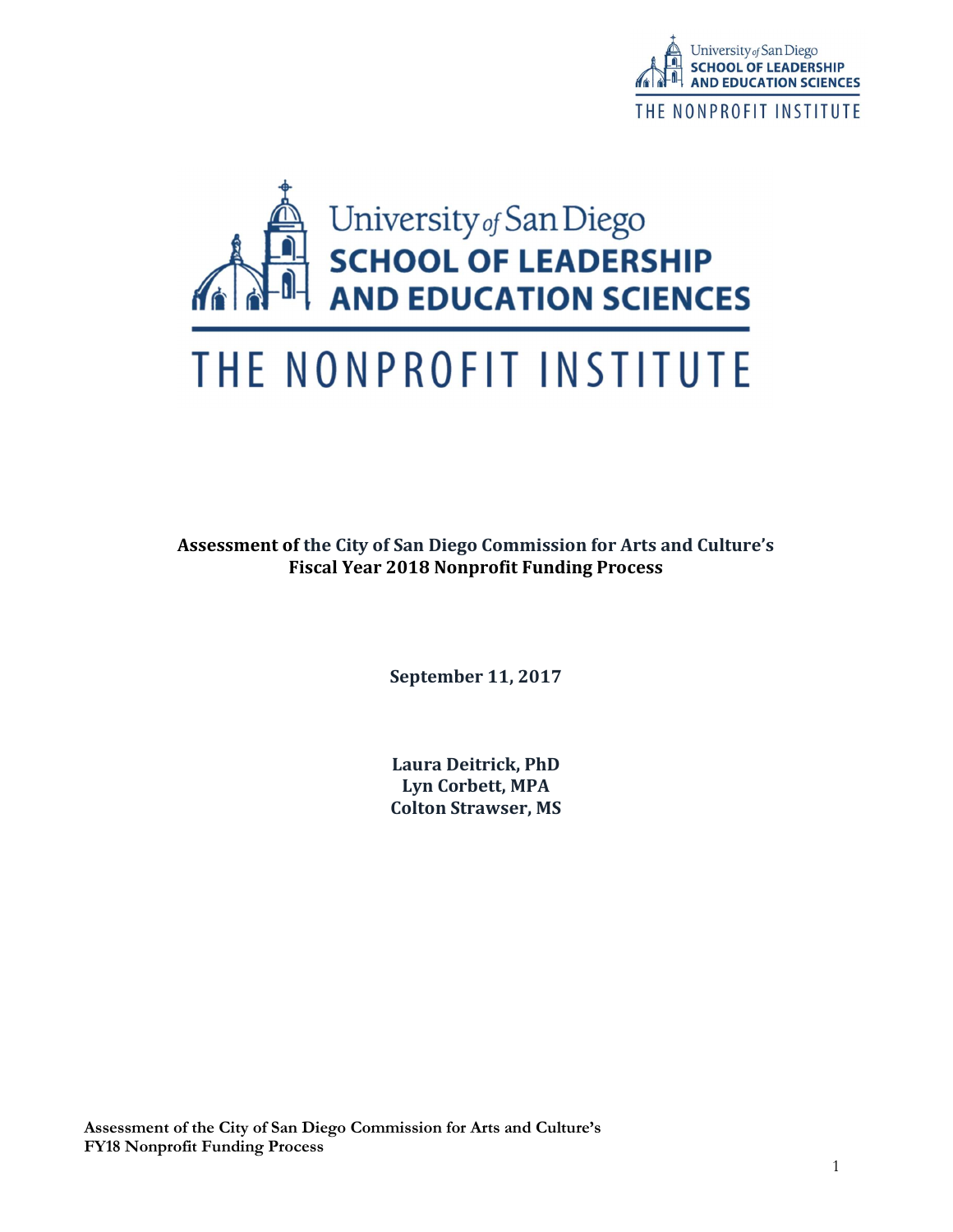University *of* San Diego
**SCHOOL OF LEADERSHIP AND EDUCATION SCIENCES**

THE NONPROFIT INSTITUTE

**Assessment of the City of San Diego Commission for Arts and Culture's Fiscal Year 2018 Nonprofit Funding Process**

**September 11, 2017**

**Laura Deitrick, PhD**
**Lyn Corbett, MPA**
**Colton Strawser, MS**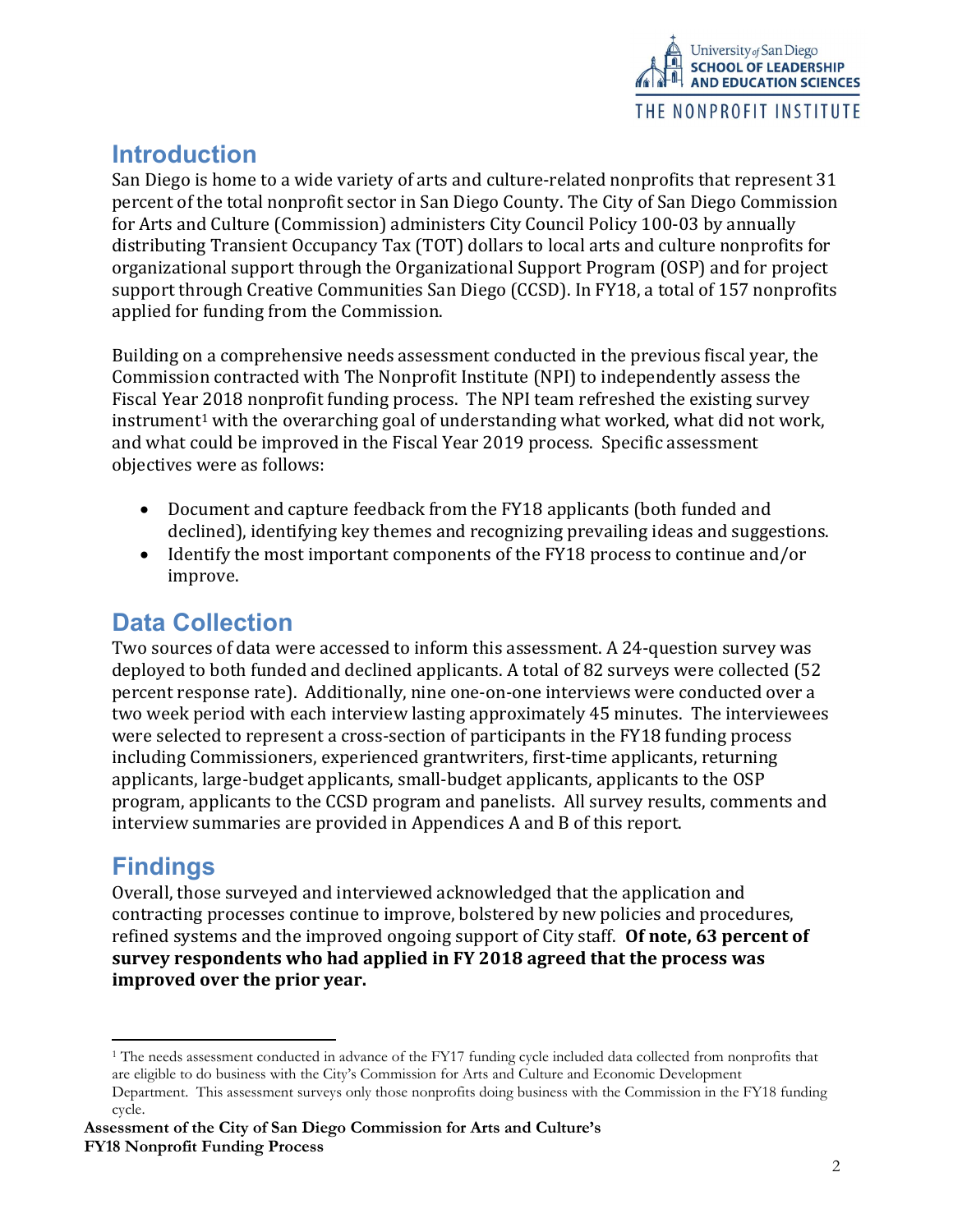## Introduction

San Diego is home to a wide variety of arts and culture-related nonprofits that represent 31 percent of the total nonprofit sector in San Diego County. The City of San Diego Commission for Arts and Culture (Commission) administers City Council Policy 100-03 by annually distributing Transient Occupancy Tax (TOT) dollars to local arts and culture nonprofits for organizational support through the Organizational Support Program (OSP) and for project support through Creative Communities San Diego (CCSD). In FY18, a total of 157 nonprofits applied for funding from the Commission.

Building on a comprehensive needs assessment conducted in the previous fiscal year, the Commission contracted with The Nonprofit Institute (NPI) to independently assess the Fiscal Year 2018 nonprofit funding process. The NPI team refreshed the existing survey instrument[1] with the overarching goal of understanding what worked, what did not work, and what could be improved in the Fiscal Year 2019 process. Specific assessment objectives were as follows:

- Document and capture feedback from the FY18 applicants (both funded and declined), identifying key themes and recognizing prevailing ideas and suggestions.
- Identify the most important components of the FY18 process to continue and/or improve.

## Data Collection

Two sources of data were accessed to inform this assessment. A 24-question survey was deployed to both funded and declined applicants. A total of 82 surveys were collected (52 percent response rate). Additionally, nine one-on-one interviews were conducted over a two week period with each interview lasting approximately 45 minutes. The interviewees were selected to represent a cross-section of participants in the FY18 funding process including Commissioners, experienced grantwriters, first-time applicants, returning applicants, large-budget applicants, small-budget applicants, applicants to the OSP program, applicants to the CCSD program and panelists. All survey results, comments and interview summaries are provided in Appendices A and B of this report.

## Findings

Overall, those surveyed and interviewed acknowledged that the application and contracting processes continue to improve, bolstered by new policies and procedures, refined systems and the improved ongoing support of City staff. **Of note, 63 percent of survey respondents who had applied in FY 2018 agreed that the process was improved over the prior year.**

---

[1] The needs assessment conducted in advance of the FY17 funding cycle included data collected from nonprofits that are eligible to do business with the City's Commission for Arts and Culture and Economic Development Department. This assessment surveys only those nonprofits doing business with the Commission in the FY18 funding cycle.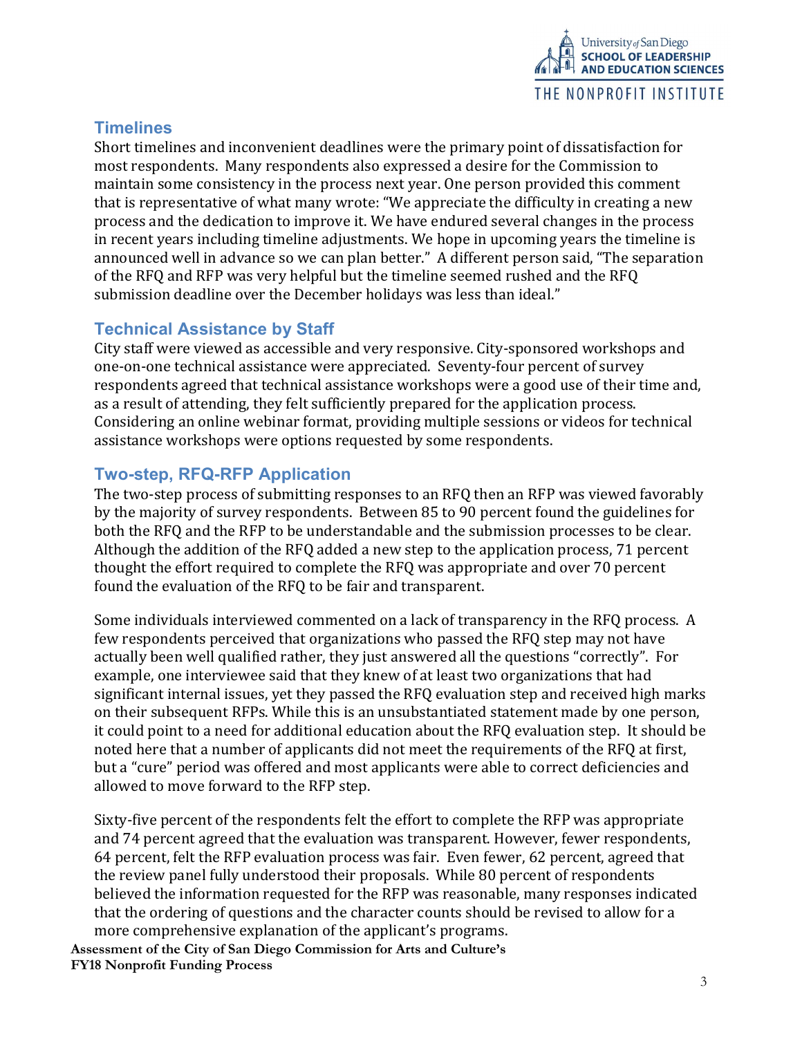## Timelines

Short timelines and inconvenient deadlines were the primary point of dissatisfaction for most respondents. Many respondents also expressed a desire for the Commission to maintain some consistency in the process next year. One person provided this comment that is representative of what many wrote: "We appreciate the difficulty in creating a new process and the dedication to improve it. We have endured several changes in the process in recent years including timeline adjustments. We hope in upcoming years the timeline is announced well in advance so we can plan better." A different person said, "The separation of the RFQ and RFP was very helpful but the timeline seemed rushed and the RFQ submission deadline over the December holidays was less than ideal."

## Technical Assistance by Staff

City staff were viewed as accessible and very responsive. City-sponsored workshops and one-on-one technical assistance were appreciated. Seventy-four percent of survey respondents agreed that technical assistance workshops were a good use of their time and, as a result of attending, they felt sufficiently prepared for the application process. Considering an online webinar format, providing multiple sessions or videos for technical assistance workshops were options requested by some respondents.

## Two-step, RFQ-RFP Application

The two-step process of submitting responses to an RFQ then an RFP was viewed favorably by the majority of survey respondents. Between 85 to 90 percent found the guidelines for both the RFQ and the RFP to be understandable and the submission processes to be clear. Although the addition of the RFQ added a new step to the application process, 71 percent thought the effort required to complete the RFQ was appropriate and over 70 percent found the evaluation of the RFQ to be fair and transparent.

Some individuals interviewed commented on a lack of transparency in the RFQ process. A few respondents perceived that organizations who passed the RFQ step may not have actually been well qualified rather, they just answered all the questions "correctly". For example, one interviewee said that they knew of at least two organizations that had significant internal issues, yet they passed the RFQ evaluation step and received high marks on their subsequent RFPs. While this is an unsubstantiated statement made by one person, it could point to a need for additional education about the RFQ evaluation step. It should be noted here that a number of applicants did not meet the requirements of the RFQ at first, but a "cure" period was offered and most applicants were able to correct deficiencies and allowed to move forward to the RFP step.

Sixty-five percent of the respondents felt the effort to complete the RFP was appropriate and 74 percent agreed that the evaluation was transparent. However, fewer respondents, 64 percent, felt the RFP evaluation process was fair. Even fewer, 62 percent, agreed that the review panel fully understood their proposals. While 80 percent of respondents believed the information requested for the RFP was reasonable, many responses indicated that the ordering of questions and the character counts should be revised to allow for a more comprehensive explanation of the applicant's programs.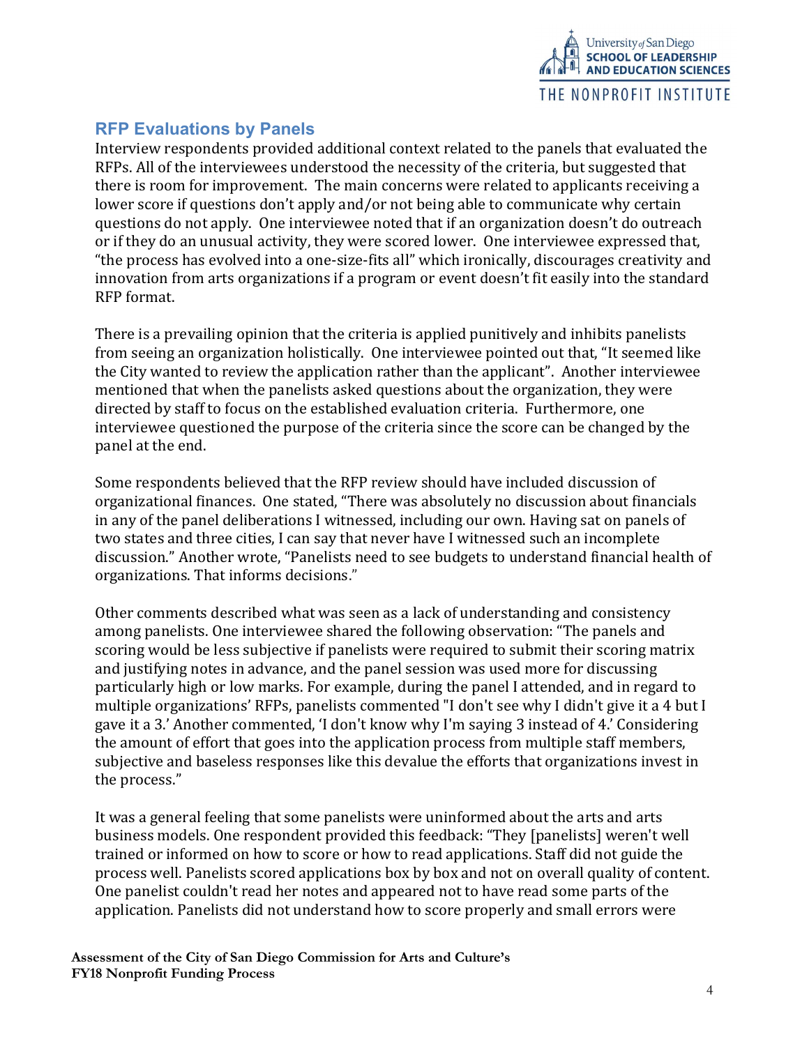## RFP Evaluations by Panels

Interview respondents provided additional context related to the panels that evaluated the RFPs. All of the interviewees understood the necessity of the criteria, but suggested that there is room for improvement. The main concerns were related to applicants receiving a lower score if questions don't apply and/or not being able to communicate why certain questions do not apply. One interviewee noted that if an organization doesn't do outreach or if they do an unusual activity, they were scored lower. One interviewee expressed that, "the process has evolved into a one-size-fits all" which ironically, discourages creativity and innovation from arts organizations if a program or event doesn't fit easily into the standard RFP format.

There is a prevailing opinion that the criteria is applied punitively and inhibits panelists from seeing an organization holistically. One interviewee pointed out that, "It seemed like the City wanted to review the application rather than the applicant". Another interviewee mentioned that when the panelists asked questions about the organization, they were directed by staff to focus on the established evaluation criteria. Furthermore, one interviewee questioned the purpose of the criteria since the score can be changed by the panel at the end.

Some respondents believed that the RFP review should have included discussion of organizational finances. One stated, "There was absolutely no discussion about financials in any of the panel deliberations I witnessed, including our own. Having sat on panels of two states and three cities, I can say that never have I witnessed such an incomplete discussion." Another wrote, "Panelists need to see budgets to understand financial health of organizations. That informs decisions."

Other comments described what was seen as a lack of understanding and consistency among panelists. One interviewee shared the following observation: "The panels and scoring would be less subjective if panelists were required to submit their scoring matrix and justifying notes in advance, and the panel session was used more for discussing particularly high or low marks. For example, during the panel I attended, and in regard to multiple organizations' RFPs, panelists commented "I don't see why I didn't give it a 4 but I gave it a 3.' Another commented, 'I don't know why I'm saying 3 instead of 4.' Considering the amount of effort that goes into the application process from multiple staff members, subjective and baseless responses like this devalue the efforts that organizations invest in the process."

It was a general feeling that some panelists were uninformed about the arts and arts business models. One respondent provided this feedback: "They [panelists] weren't well trained or informed on how to score or how to read applications. Staff did not guide the process well. Panelists scored applications box by box and not on overall quality of content. One panelist couldn't read her notes and appeared not to have read some parts of the application. Panelists did not understand how to score properly and small errors were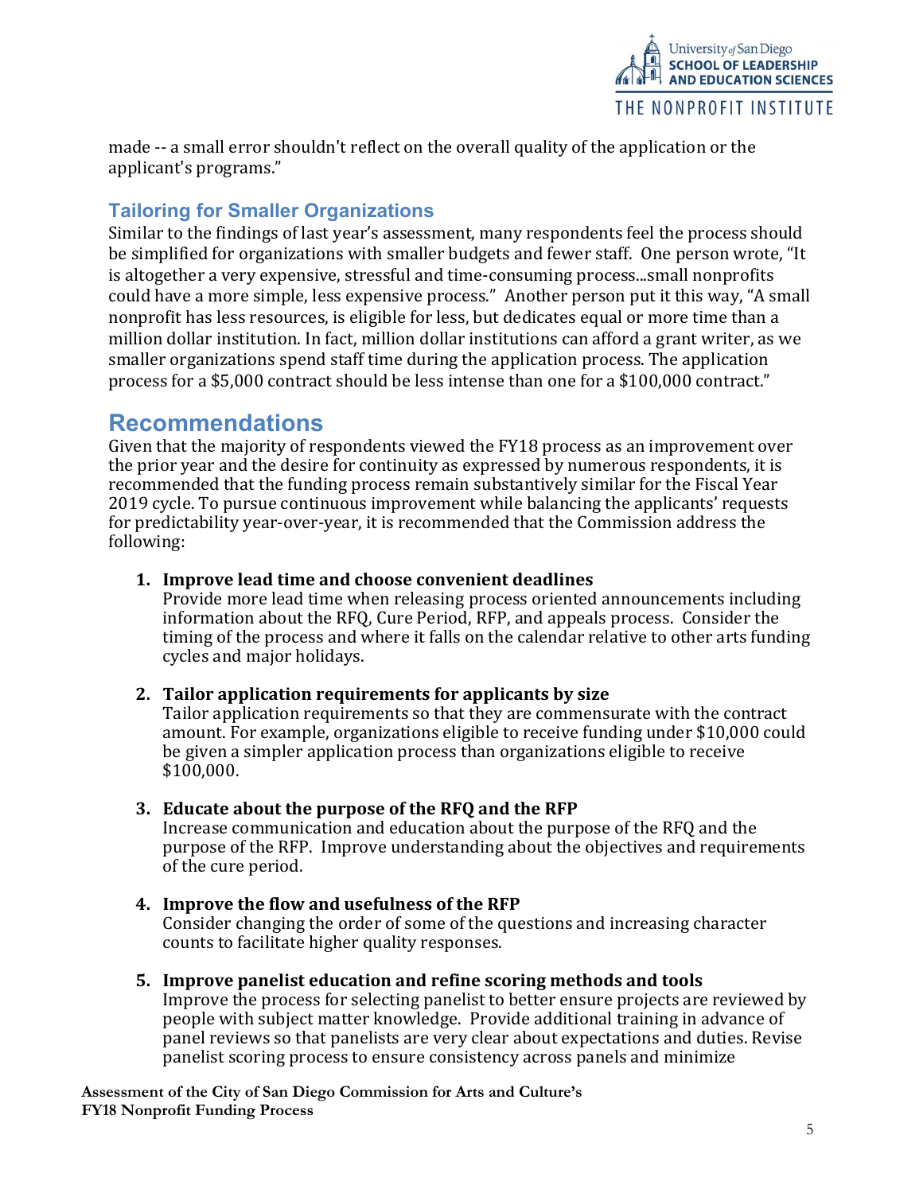made -- a small error shouldn't reflect on the overall quality of the application or the applicant's programs."

### Tailoring for Smaller Organizations

Similar to the findings of last year's assessment, many respondents feel the process should be simplified for organizations with smaller budgets and fewer staff. One person wrote, "It is altogether a very expensive, stressful and time-consuming process...small nonprofits could have a more simple, less expensive process." Another person put it this way, "A small nonprofit has less resources, is eligible for less, but dedicates equal or more time than a million dollar institution. In fact, million dollar institutions can afford a grant writer, as we smaller organizations spend staff time during the application process. The application process for a $5,000 contract should be less intense than one for a $100,000 contract."

## Recommendations

Given that the majority of respondents viewed the FY18 process as an improvement over the prior year and the desire for continuity as expressed by numerous respondents, it is recommended that the funding process remain substantively similar for the Fiscal Year 2019 cycle. To pursue continuous improvement while balancing the applicants' requests for predictability year-over-year, it is recommended that the Commission address the following:

1. **Improve lead time and choose convenient deadlines**
   Provide more lead time when releasing process oriented announcements including information about the RFQ, Cure Period, RFP, and appeals process. Consider the timing of the process and where it falls on the calendar relative to other arts funding cycles and major holidays.

2. **Tailor application requirements for applicants by size**
   Tailor application requirements so that they are commensurate with the contract amount. For example, organizations eligible to receive funding under $10,000 could be given a simpler application process than organizations eligible to receive $100,000.

3. **Educate about the purpose of the RFQ and the RFP**
   Increase communication and education about the purpose of the RFQ and the purpose of the RFP. Improve understanding about the objectives and requirements of the cure period.

4. **Improve the flow and usefulness of the RFP**
   Consider changing the order of some of the questions and increasing character counts to facilitate higher quality responses.

5. **Improve panelist education and refine scoring methods and tools**
   Improve the process for selecting panelist to better ensure projects are reviewed by people with subject matter knowledge. Provide additional training in advance of panel reviews so that panelists are very clear about expectations and duties. Revise panelist scoring process to ensure consistency across panels and minimize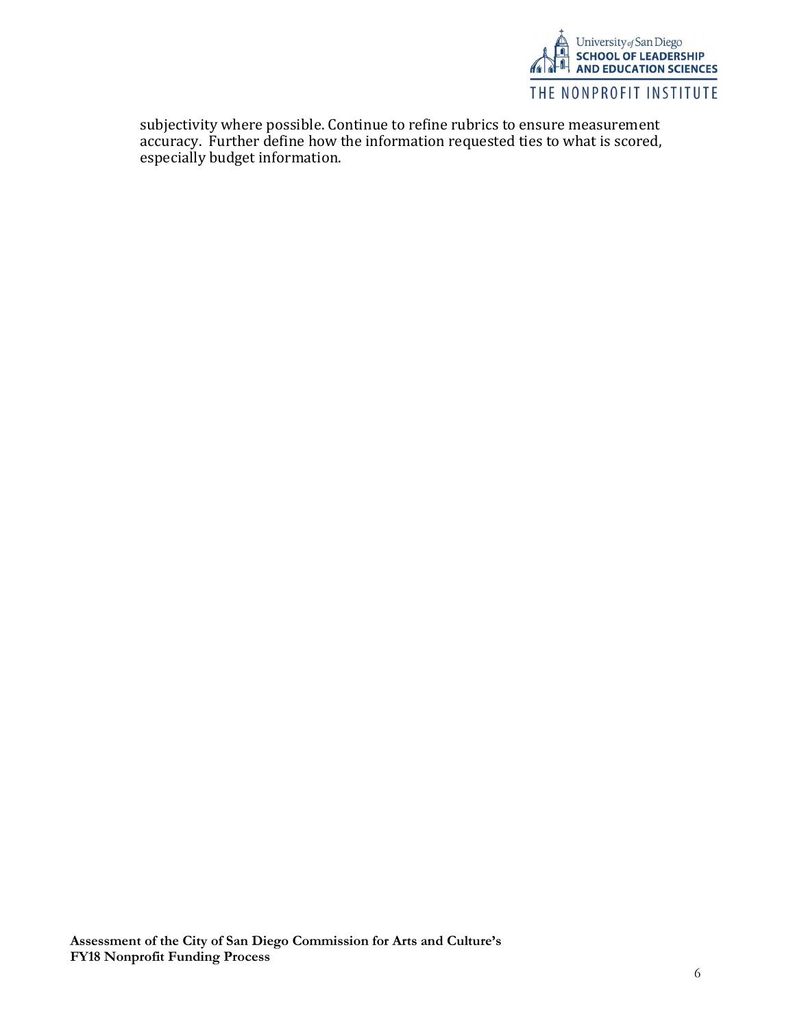subjectivity where possible. Continue to refine rubrics to ensure measurement accuracy. Further define how the information requested ties to what is scored, especially budget information.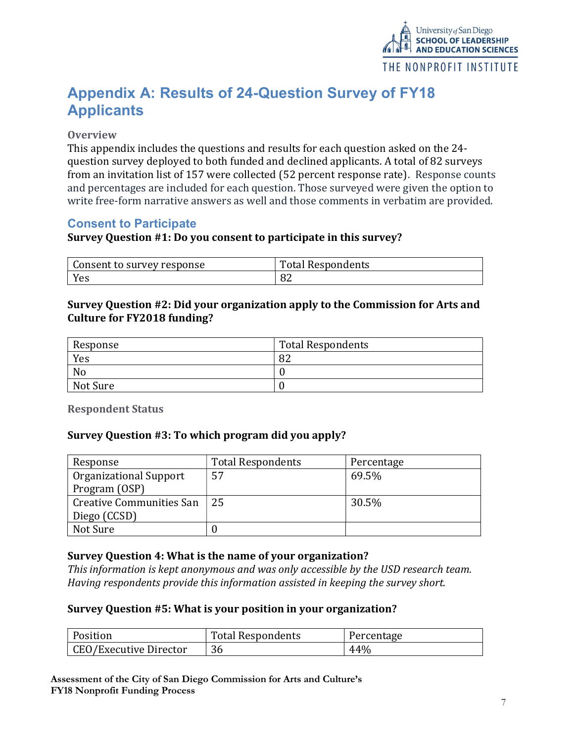# Appendix A: Results of 24-Question Survey of FY18 Applicants

### Overview

This appendix includes the questions and results for each question asked on the 24-question survey deployed to both funded and declined applicants. A total of 82 surveys from an invitation list of 157 were collected (52 percent response rate). Response counts and percentages are included for each question. Those surveyed were given the option to write free-form narrative answers as well and those comments in verbatim are provided.

## Consent to Participate

**Survey Question #1: Do you consent to participate in this survey?**

| Consent to survey response | Total Respondents |
|---|---|
| Yes | 82 |

**Survey Question #2: Did your organization apply to the Commission for Arts and Culture for FY2018 funding?**

| Response | Total Respondents |
|---|---|
| Yes | 82 |
| No | 0 |
| Not Sure | 0 |

### Respondent Status

**Survey Question #3: To which program did you apply?**

| Response | Total Respondents | Percentage |
|---|---|---|
| Organizational Support Program (OSP) | 57 | 69.5% |
| Creative Communities San Diego (CCSD) | 25 | 30.5% |
| Not Sure | 0 | |

**Survey Question 4: What is the name of your organization?**

*This information is kept anonymous and was only accessible by the USD research team. Having respondents provide this information assisted in keeping the survey short.*

**Survey Question #5: What is your position in your organization?**

| Position | Total Respondents | Percentage |
|---|---|---|
| CEO/Executive Director | 36 | 44% |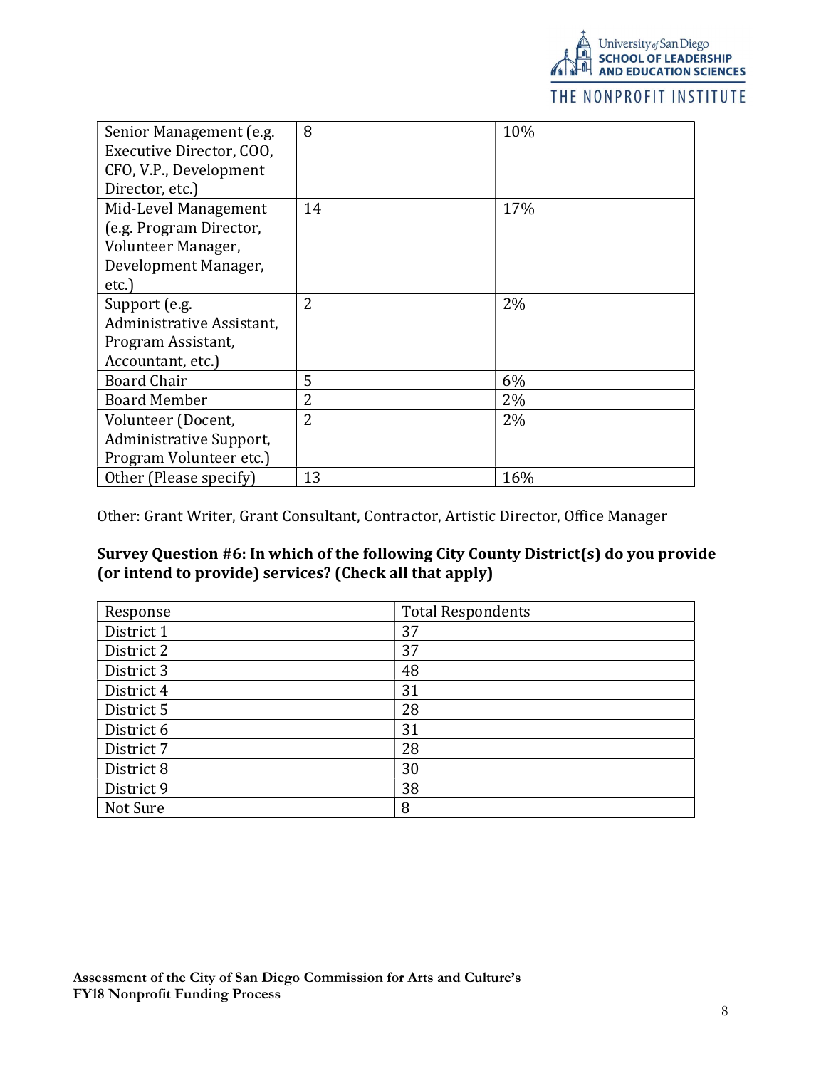| Senior Management (e.g. Executive Director, COO, CFO, V.P., Development Director, etc.) | 8 | 10% |
| --- | --- | --- |
| Mid-Level Management (e.g. Program Director, Volunteer Manager, Development Manager, etc.) | 14 | 17% |
| Support (e.g. Administrative Assistant, Program Assistant, Accountant, etc.) | 2 | 2% |
| Board Chair | 5 | 6% |
| Board Member | 2 | 2% |
| Volunteer (Docent, Administrative Support, Program Volunteer etc.) | 2 | 2% |
| Other (Please specify) | 13 | 16% |

Other: Grant Writer, Grant Consultant, Contractor, Artistic Director, Office Manager

**Survey Question #6: In which of the following City County District(s) do you provide (or intend to provide) services? (Check all that apply)**

| Response | Total Respondents |
| --- | --- |
| District 1 | 37 |
| District 2 | 37 |
| District 3 | 48 |
| District 4 | 31 |
| District 5 | 28 |
| District 6 | 31 |
| District 7 | 28 |
| District 8 | 30 |
| District 9 | 38 |
| Not Sure | 8 |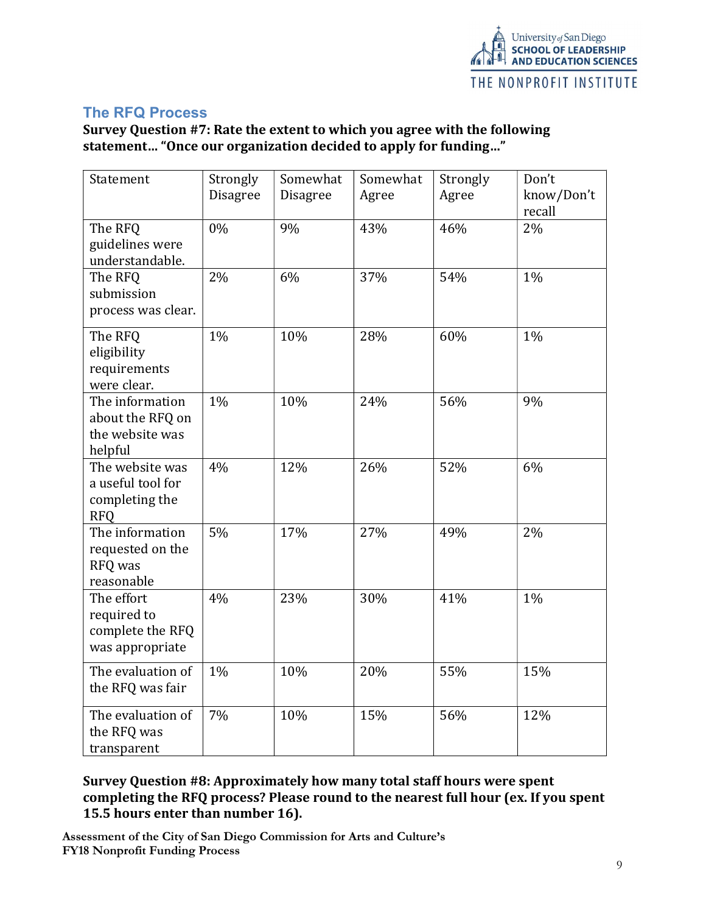## The RFQ Process

**Survey Question #7: Rate the extent to which you agree with the following statement… "Once our organization decided to apply for funding…"**

| Statement | Strongly Disagree | Somewhat Disagree | Somewhat Agree | Strongly Agree | Don't know/Don't recall |
|---|---|---|---|---|---|
| The RFQ guidelines were understandable. | 0% | 9% | 43% | 46% | 2% |
| The RFQ submission process was clear. | 2% | 6% | 37% | 54% | 1% |
| The RFQ eligibility requirements were clear. | 1% | 10% | 28% | 60% | 1% |
| The information about the RFQ on the website was helpful | 1% | 10% | 24% | 56% | 9% |
| The website was a useful tool for completing the RFQ | 4% | 12% | 26% | 52% | 6% |
| The information requested on the RFQ was reasonable | 5% | 17% | 27% | 49% | 2% |
| The effort required to complete the RFQ was appropriate | 4% | 23% | 30% | 41% | 1% |
| The evaluation of the RFQ was fair | 1% | 10% | 20% | 55% | 15% |
| The evaluation of the RFQ was transparent | 7% | 10% | 15% | 56% | 12% |

**Survey Question #8: Approximately how many total staff hours were spent completing the RFQ process? Please round to the nearest full hour (ex. If you spent 15.5 hours enter than number 16).**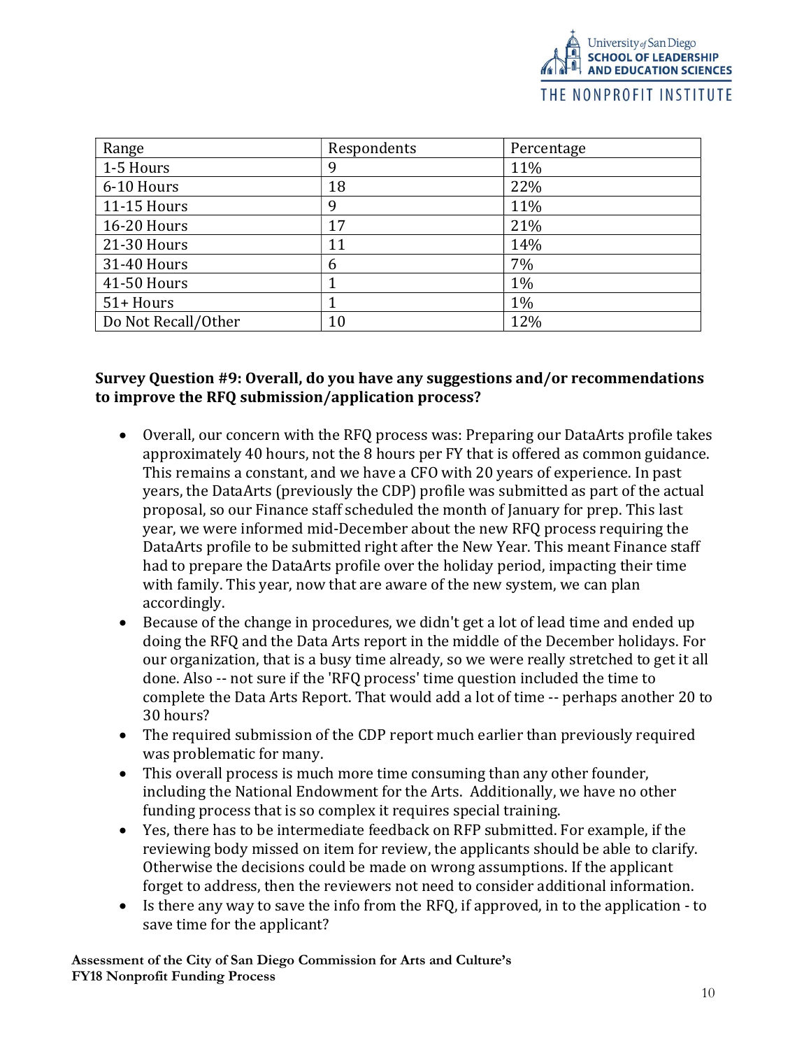| Range | Respondents | Percentage |
|---|---|---|
| 1-5 Hours | 9 | 11% |
| 6-10 Hours | 18 | 22% |
| 11-15 Hours | 9 | 11% |
| 16-20 Hours | 17 | 21% |
| 21-30 Hours | 11 | 14% |
| 31-40 Hours | 6 | 7% |
| 41-50 Hours | 1 | 1% |
| 51+ Hours | 1 | 1% |
| Do Not Recall/Other | 10 | 12% |

**Survey Question #9: Overall, do you have any suggestions and/or recommendations to improve the RFQ submission/application process?**

- Overall, our concern with the RFQ process was: Preparing our DataArts profile takes approximately 40 hours, not the 8 hours per FY that is offered as common guidance. This remains a constant, and we have a CFO with 20 years of experience. In past years, the DataArts (previously the CDP) profile was submitted as part of the actual proposal, so our Finance staff scheduled the month of January for prep. This last year, we were informed mid-December about the new RFQ process requiring the DataArts profile to be submitted right after the New Year. This meant Finance staff had to prepare the DataArts profile over the holiday period, impacting their time with family. This year, now that are aware of the new system, we can plan accordingly.
- Because of the change in procedures, we didn't get a lot of lead time and ended up doing the RFQ and the Data Arts report in the middle of the December holidays. For our organization, that is a busy time already, so we were really stretched to get it all done. Also -- not sure if the 'RFQ process' time question included the time to complete the Data Arts Report. That would add a lot of time -- perhaps another 20 to 30 hours?
- The required submission of the CDP report much earlier than previously required was problematic for many.
- This overall process is much more time consuming than any other founder, including the National Endowment for the Arts. Additionally, we have no other funding process that is so complex it requires special training.
- Yes, there has to be intermediate feedback on RFP submitted. For example, if the reviewing body missed on item for review, the applicants should be able to clarify. Otherwise the decisions could be made on wrong assumptions. If the applicant forget to address, then the reviewers not need to consider additional information.
- Is there any way to save the info from the RFQ, if approved, in to the application - to save time for the applicant?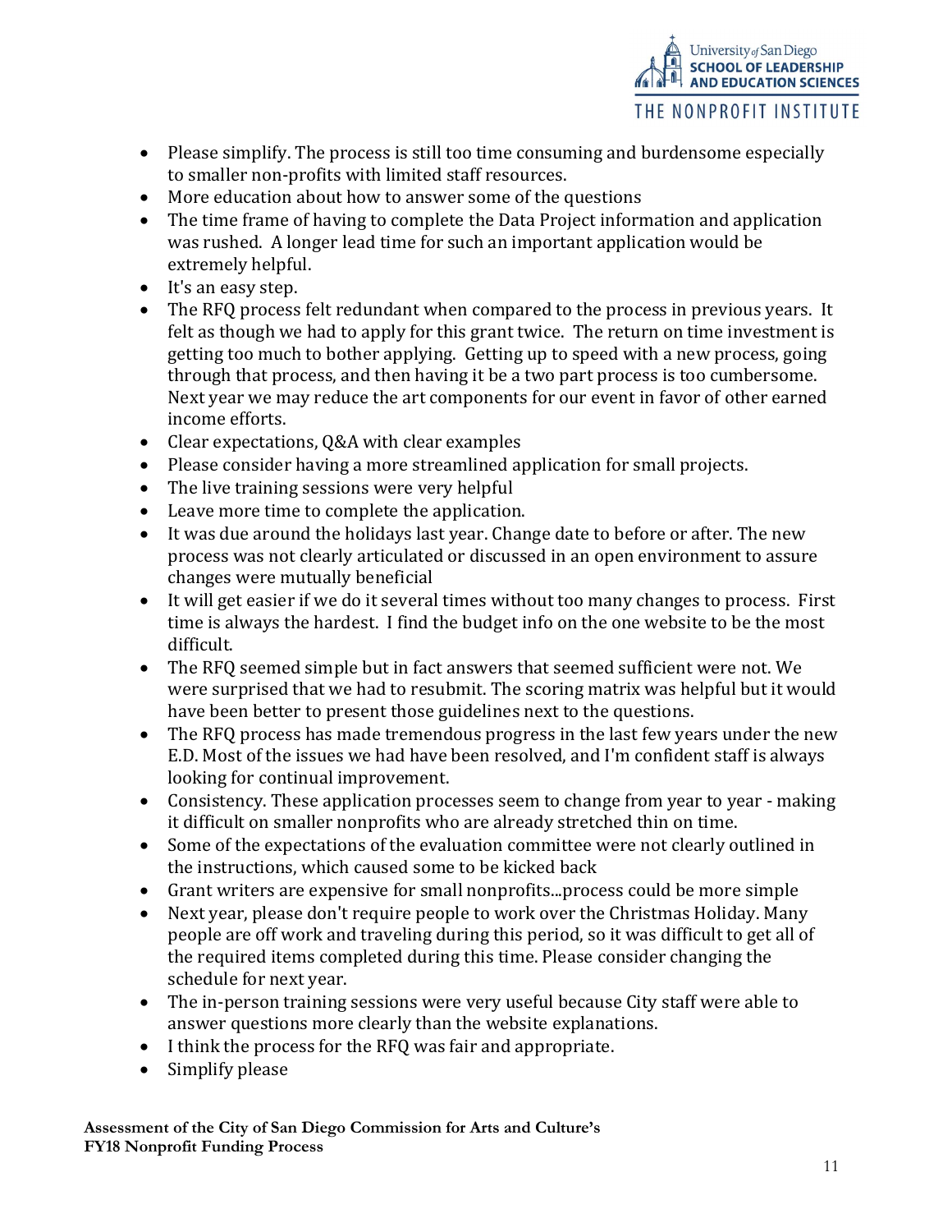- Please simplify. The process is still too time consuming and burdensome especially to smaller non-profits with limited staff resources.
- More education about how to answer some of the questions
- The time frame of having to complete the Data Project information and application was rushed. A longer lead time for such an important application would be extremely helpful.
- It's an easy step.
- The RFQ process felt redundant when compared to the process in previous years. It felt as though we had to apply for this grant twice. The return on time investment is getting too much to bother applying. Getting up to speed with a new process, going through that process, and then having it be a two part process is too cumbersome. Next year we may reduce the art components for our event in favor of other earned income efforts.
- Clear expectations, Q&A with clear examples
- Please consider having a more streamlined application for small projects.
- The live training sessions were very helpful
- Leave more time to complete the application.
- It was due around the holidays last year. Change date to before or after. The new process was not clearly articulated or discussed in an open environment to assure changes were mutually beneficial
- It will get easier if we do it several times without too many changes to process. First time is always the hardest. I find the budget info on the one website to be the most difficult.
- The RFQ seemed simple but in fact answers that seemed sufficient were not. We were surprised that we had to resubmit. The scoring matrix was helpful but it would have been better to present those guidelines next to the questions.
- The RFQ process has made tremendous progress in the last few years under the new E.D. Most of the issues we had have been resolved, and I'm confident staff is always looking for continual improvement.
- Consistency. These application processes seem to change from year to year - making it difficult on smaller nonprofits who are already stretched thin on time.
- Some of the expectations of the evaluation committee were not clearly outlined in the instructions, which caused some to be kicked back
- Grant writers are expensive for small nonprofits...process could be more simple
- Next year, please don't require people to work over the Christmas Holiday. Many people are off work and traveling during this period, so it was difficult to get all of the required items completed during this time. Please consider changing the schedule for next year.
- The in-person training sessions were very useful because City staff were able to answer questions more clearly than the website explanations.
- I think the process for the RFQ was fair and appropriate.
- Simplify please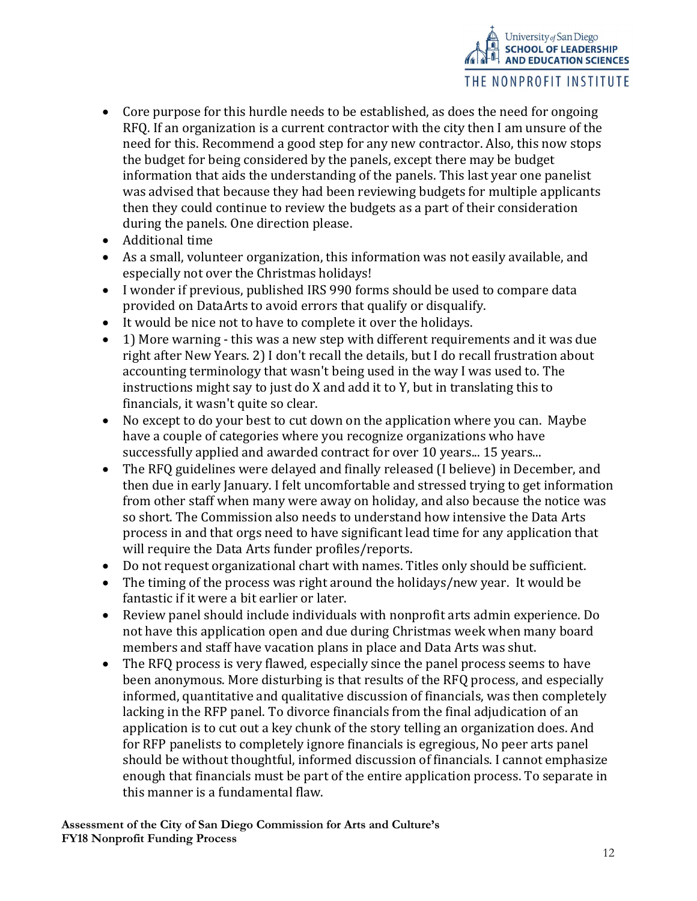- Core purpose for this hurdle needs to be established, as does the need for ongoing RFQ. If an organization is a current contractor with the city then I am unsure of the need for this. Recommend a good step for any new contractor. Also, this now stops the budget for being considered by the panels, except there may be budget information that aids the understanding of the panels. This last year one panelist was advised that because they had been reviewing budgets for multiple applicants then they could continue to review the budgets as a part of their consideration during the panels. One direction please.
- Additional time
- As a small, volunteer organization, this information was not easily available, and especially not over the Christmas holidays!
- I wonder if previous, published IRS 990 forms should be used to compare data provided on DataArts to avoid errors that qualify or disqualify.
- It would be nice not to have to complete it over the holidays.
- 1) More warning - this was a new step with different requirements and it was due right after New Years. 2) I don't recall the details, but I do recall frustration about accounting terminology that wasn't being used in the way I was used to. The instructions might say to just do X and add it to Y, but in translating this to financials, it wasn't quite so clear.
- No except to do your best to cut down on the application where you can. Maybe have a couple of categories where you recognize organizations who have successfully applied and awarded contract for over 10 years... 15 years...
- The RFQ guidelines were delayed and finally released (I believe) in December, and then due in early January. I felt uncomfortable and stressed trying to get information from other staff when many were away on holiday, and also because the notice was so short. The Commission also needs to understand how intensive the Data Arts process in and that orgs need to have significant lead time for any application that will require the Data Arts funder profiles/reports.
- Do not request organizational chart with names. Titles only should be sufficient.
- The timing of the process was right around the holidays/new year. It would be fantastic if it were a bit earlier or later.
- Review panel should include individuals with nonprofit arts admin experience. Do not have this application open and due during Christmas week when many board members and staff have vacation plans in place and Data Arts was shut.
- The RFQ process is very flawed, especially since the panel process seems to have been anonymous. More disturbing is that results of the RFQ process, and especially informed, quantitative and qualitative discussion of financials, was then completely lacking in the RFP panel. To divorce financials from the final adjudication of an application is to cut out a key chunk of the story telling an organization does. And for RFP panelists to completely ignore financials is egregious, No peer arts panel should be without thoughtful, informed discussion of financials. I cannot emphasize enough that financials must be part of the entire application process. To separate in this manner is a fundamental flaw.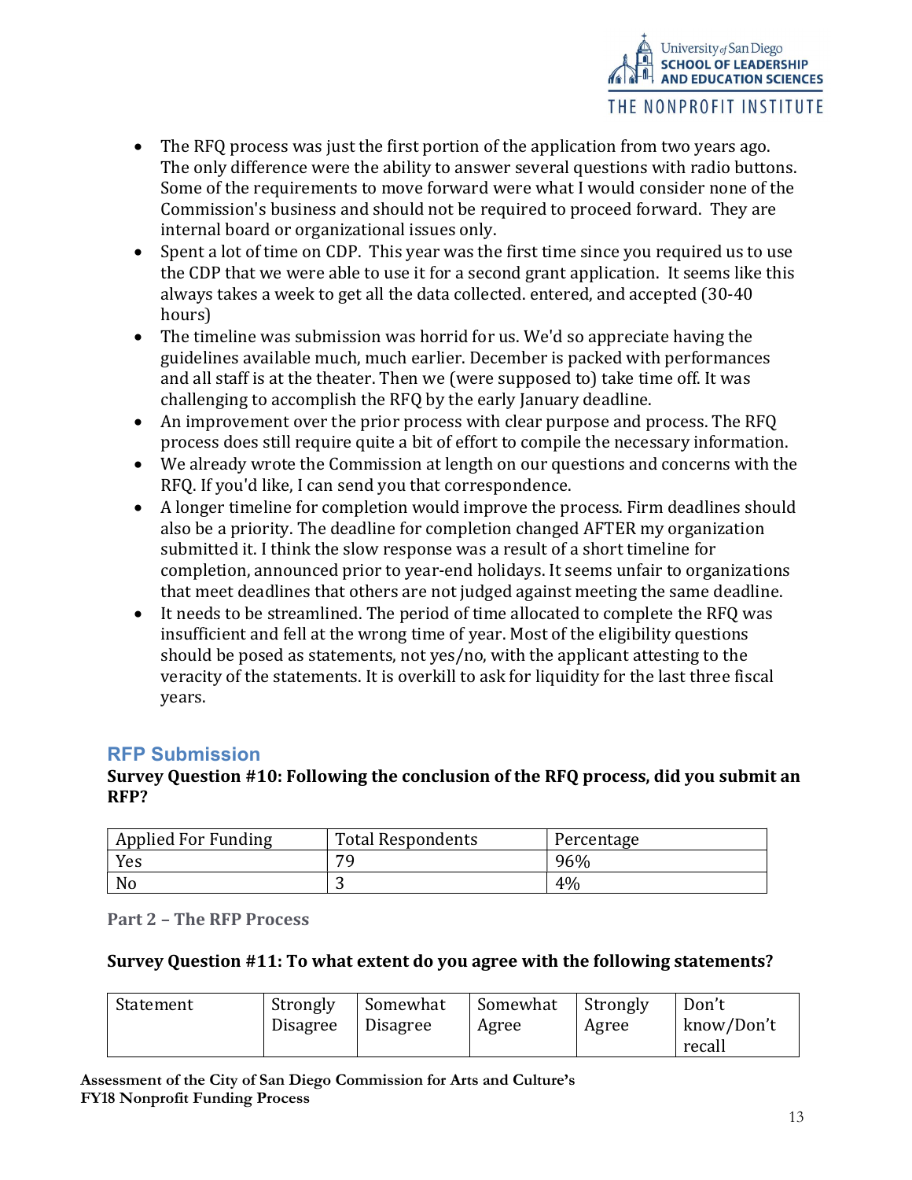- The RFQ process was just the first portion of the application from two years ago. The only difference were the ability to answer several questions with radio buttons. Some of the requirements to move forward were what I would consider none of the Commission's business and should not be required to proceed forward. They are internal board or organizational issues only.
- Spent a lot of time on CDP. This year was the first time since you required us to use the CDP that we were able to use it for a second grant application. It seems like this always takes a week to get all the data collected. entered, and accepted (30-40 hours)
- The timeline was submission was horrid for us. We'd so appreciate having the guidelines available much, much earlier. December is packed with performances and all staff is at the theater. Then we (were supposed to) take time off. It was challenging to accomplish the RFQ by the early January deadline.
- An improvement over the prior process with clear purpose and process. The RFQ process does still require quite a bit of effort to compile the necessary information.
- We already wrote the Commission at length on our questions and concerns with the RFQ. If you'd like, I can send you that correspondence.
- A longer timeline for completion would improve the process. Firm deadlines should also be a priority. The deadline for completion changed AFTER my organization submitted it. I think the slow response was a result of a short timeline for completion, announced prior to year-end holidays. It seems unfair to organizations that meet deadlines that others are not judged against meeting the same deadline.
- It needs to be streamlined. The period of time allocated to complete the RFQ was insufficient and fell at the wrong time of year. Most of the eligibility questions should be posed as statements, not yes/no, with the applicant attesting to the veracity of the statements. It is overkill to ask for liquidity for the last three fiscal years.

## RFP Submission

**Survey Question #10: Following the conclusion of the RFQ process, did you submit an RFP?**

| Applied For Funding | Total Respondents | Percentage |
|---|---|---|
| Yes | 79 | 96% |
| No | 3 | 4% |

### Part 2 – The RFP Process

**Survey Question #11: To what extent do you agree with the following statements?**

| Statement | Strongly Disagree | Somewhat Disagree | Somewhat Agree | Strongly Agree | Don't know/Don't recall |
|---|---|---|---|---|---|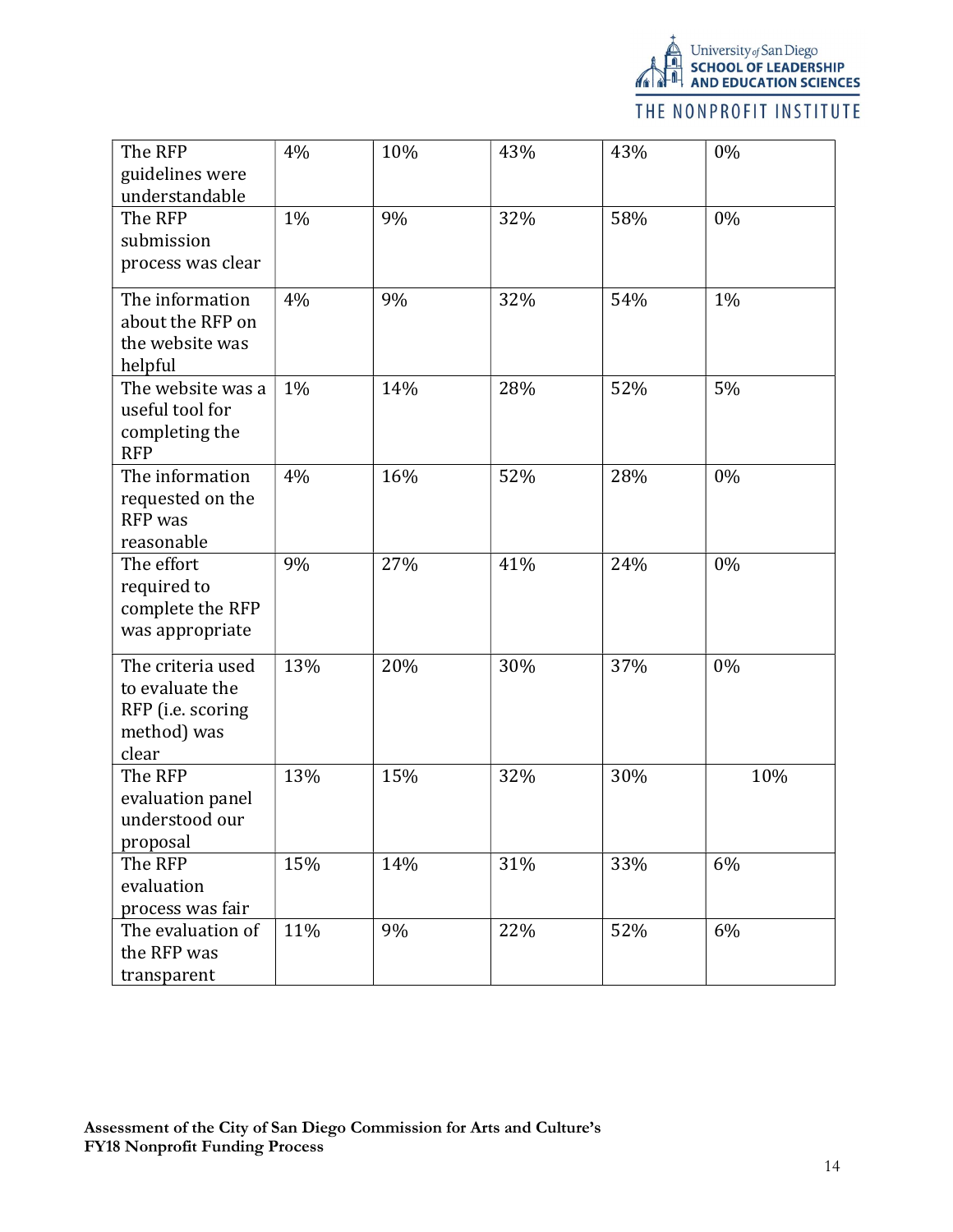| | | | | | |
|---|---|---|---|---|---|
| The RFP guidelines were understandable | 4% | 10% | 43% | 43% | 0% |
| The RFP submission process was clear | 1% | 9% | 32% | 58% | 0% |
| The information about the RFP on the website was helpful | 4% | 9% | 32% | 54% | 1% |
| The website was a useful tool for completing the RFP | 1% | 14% | 28% | 52% | 5% |
| The information requested on the RFP was reasonable | 4% | 16% | 52% | 28% | 0% |
| The effort required to complete the RFP was appropriate | 9% | 27% | 41% | 24% | 0% |
| The criteria used to evaluate the RFP (i.e. scoring method) was clear | 13% | 20% | 30% | 37% | 0% |
| The RFP evaluation panel understood our proposal | 13% | 15% | 32% | 30% | 10% |
| The RFP evaluation process was fair | 15% | 14% | 31% | 33% | 6% |
| The evaluation of the RFP was transparent | 11% | 9% | 22% | 52% | 6% |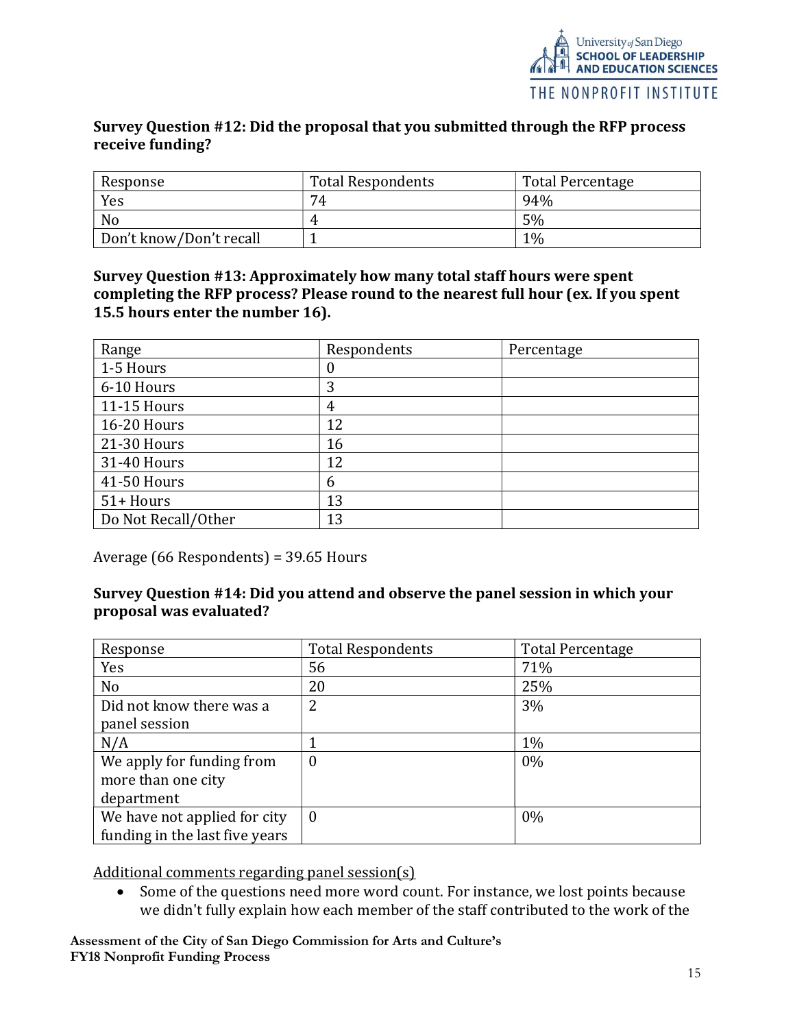**Survey Question #12: Did the proposal that you submitted through the RFP process receive funding?**

| Response | Total Respondents | Total Percentage |
|---|---|---|
| Yes | 74 | 94% |
| No | 4 | 5% |
| Don't know/Don't recall | 1 | 1% |

**Survey Question #13: Approximately how many total staff hours were spent completing the RFP process? Please round to the nearest full hour (ex. If you spent 15.5 hours enter the number 16).**

| Range | Respondents | Percentage |
|---|---|---|
| 1-5 Hours | 0 | |
| 6-10 Hours | 3 | |
| 11-15 Hours | 4 | |
| 16-20 Hours | 12 | |
| 21-30 Hours | 16 | |
| 31-40 Hours | 12 | |
| 41-50 Hours | 6 | |
| 51+ Hours | 13 | |
| Do Not Recall/Other | 13 | |

Average (66 Respondents) = 39.65 Hours

**Survey Question #14: Did you attend and observe the panel session in which your proposal was evaluated?**

| Response | Total Respondents | Total Percentage |
|---|---|---|
| Yes | 56 | 71% |
| No | 20 | 25% |
| Did not know there was a panel session | 2 | 3% |
| N/A | 1 | 1% |
| We apply for funding from more than one city department | 0 | 0% |
| We have not applied for city funding in the last five years | 0 | 0% |

Additional comments regarding panel session(s)

- Some of the questions need more word count. For instance, we lost points because we didn't fully explain how each member of the staff contributed to the work of the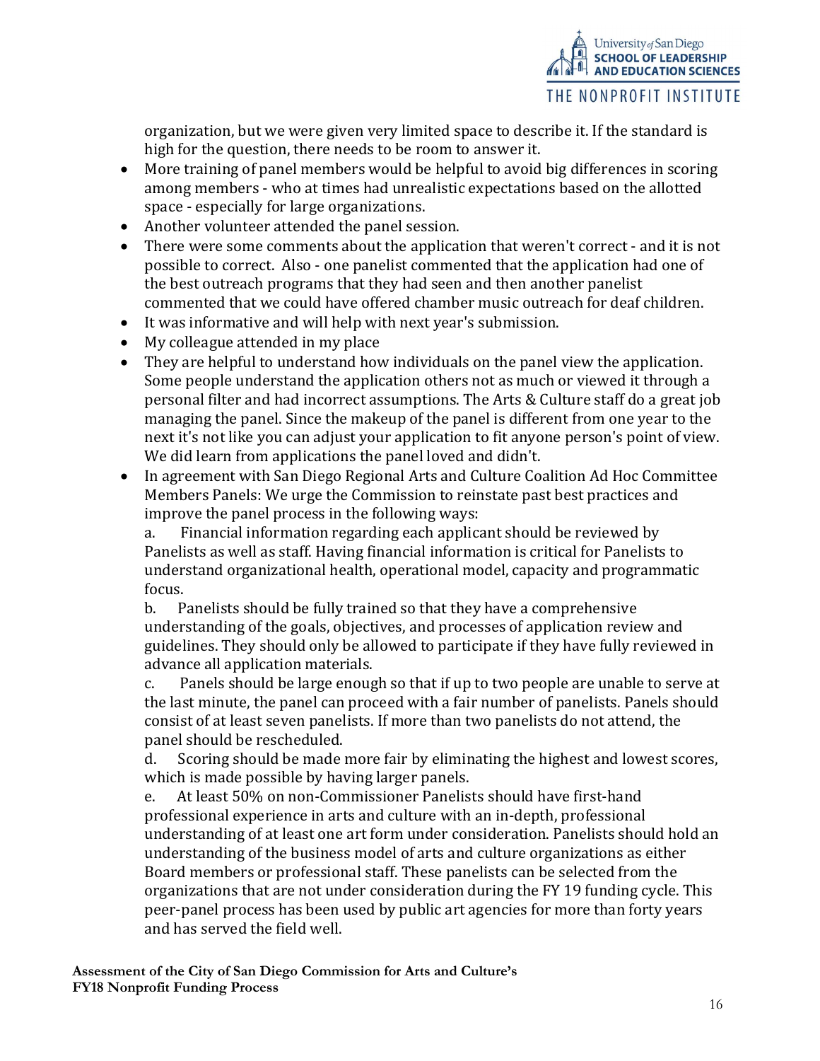organization, but we were given very limited space to describe it. If the standard is high for the question, there needs to be room to answer it.

- More training of panel members would be helpful to avoid big differences in scoring among members - who at times had unrealistic expectations based on the allotted space - especially for large organizations.
- Another volunteer attended the panel session.
- There were some comments about the application that weren't correct - and it is not possible to correct. Also - one panelist commented that the application had one of the best outreach programs that they had seen and then another panelist commented that we could have offered chamber music outreach for deaf children.
- It was informative and will help with next year's submission.
- My colleague attended in my place
- They are helpful to understand how individuals on the panel view the application. Some people understand the application others not as much or viewed it through a personal filter and had incorrect assumptions. The Arts & Culture staff do a great job managing the panel. Since the makeup of the panel is different from one year to the next it's not like you can adjust your application to fit anyone person's point of view. We did learn from applications the panel loved and didn't.
- In agreement with San Diego Regional Arts and Culture Coalition Ad Hoc Committee Members Panels: We urge the Commission to reinstate past best practices and improve the panel process in the following ways:

  a. Financial information regarding each applicant should be reviewed by Panelists as well as staff. Having financial information is critical for Panelists to understand organizational health, operational model, capacity and programmatic focus.

  b. Panelists should be fully trained so that they have a comprehensive understanding of the goals, objectives, and processes of application review and guidelines. They should only be allowed to participate if they have fully reviewed in advance all application materials.

  c. Panels should be large enough so that if up to two people are unable to serve at the last minute, the panel can proceed with a fair number of panelists. Panels should consist of at least seven panelists. If more than two panelists do not attend, the panel should be rescheduled.

  d. Scoring should be made more fair by eliminating the highest and lowest scores, which is made possible by having larger panels.

  e. At least 50% on non-Commissioner Panelists should have first-hand professional experience in arts and culture with an in-depth, professional understanding of at least one art form under consideration. Panelists should hold an understanding of the business model of arts and culture organizations as either Board members or professional staff. These panelists can be selected from the organizations that are not under consideration during the FY 19 funding cycle. This peer-panel process has been used by public art agencies for more than forty years and has served the field well.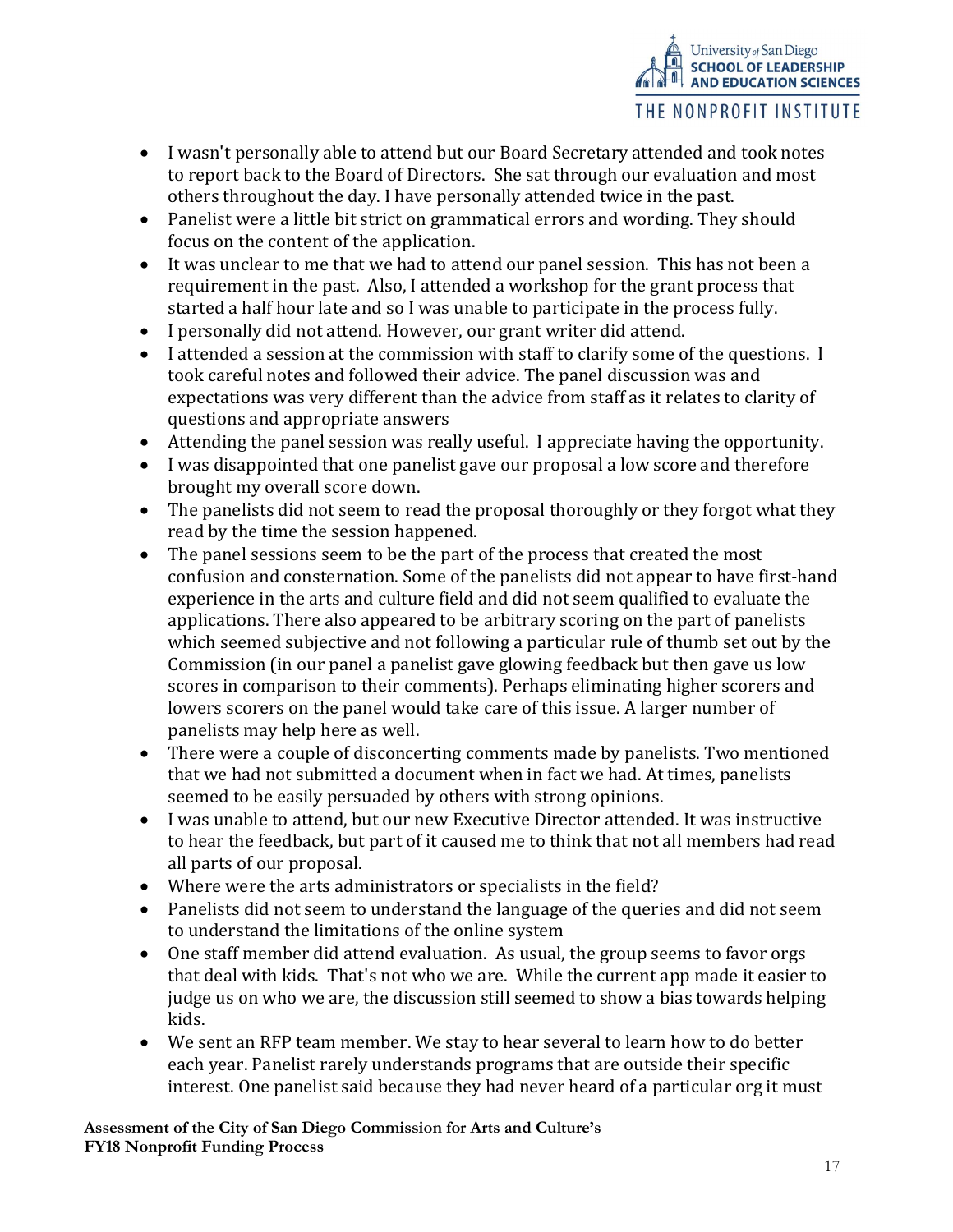- I wasn't personally able to attend but our Board Secretary attended and took notes to report back to the Board of Directors. She sat through our evaluation and most others throughout the day. I have personally attended twice in the past.
- Panelist were a little bit strict on grammatical errors and wording. They should focus on the content of the application.
- It was unclear to me that we had to attend our panel session. This has not been a requirement in the past. Also, I attended a workshop for the grant process that started a half hour late and so I was unable to participate in the process fully.
- I personally did not attend. However, our grant writer did attend.
- I attended a session at the commission with staff to clarify some of the questions. I took careful notes and followed their advice. The panel discussion was and expectations was very different than the advice from staff as it relates to clarity of questions and appropriate answers
- Attending the panel session was really useful. I appreciate having the opportunity.
- I was disappointed that one panelist gave our proposal a low score and therefore brought my overall score down.
- The panelists did not seem to read the proposal thoroughly or they forgot what they read by the time the session happened.
- The panel sessions seem to be the part of the process that created the most confusion and consternation. Some of the panelists did not appear to have first-hand experience in the arts and culture field and did not seem qualified to evaluate the applications. There also appeared to be arbitrary scoring on the part of panelists which seemed subjective and not following a particular rule of thumb set out by the Commission (in our panel a panelist gave glowing feedback but then gave us low scores in comparison to their comments). Perhaps eliminating higher scorers and lowers scorers on the panel would take care of this issue. A larger number of panelists may help here as well.
- There were a couple of disconcerting comments made by panelists. Two mentioned that we had not submitted a document when in fact we had. At times, panelists seemed to be easily persuaded by others with strong opinions.
- I was unable to attend, but our new Executive Director attended. It was instructive to hear the feedback, but part of it caused me to think that not all members had read all parts of our proposal.
- Where were the arts administrators or specialists in the field?
- Panelists did not seem to understand the language of the queries and did not seem to understand the limitations of the online system
- One staff member did attend evaluation. As usual, the group seems to favor orgs that deal with kids. That's not who we are. While the current app made it easier to judge us on who we are, the discussion still seemed to show a bias towards helping kids.
- We sent an RFP team member. We stay to hear several to learn how to do better each year. Panelist rarely understands programs that are outside their specific interest. One panelist said because they had never heard of a particular org it must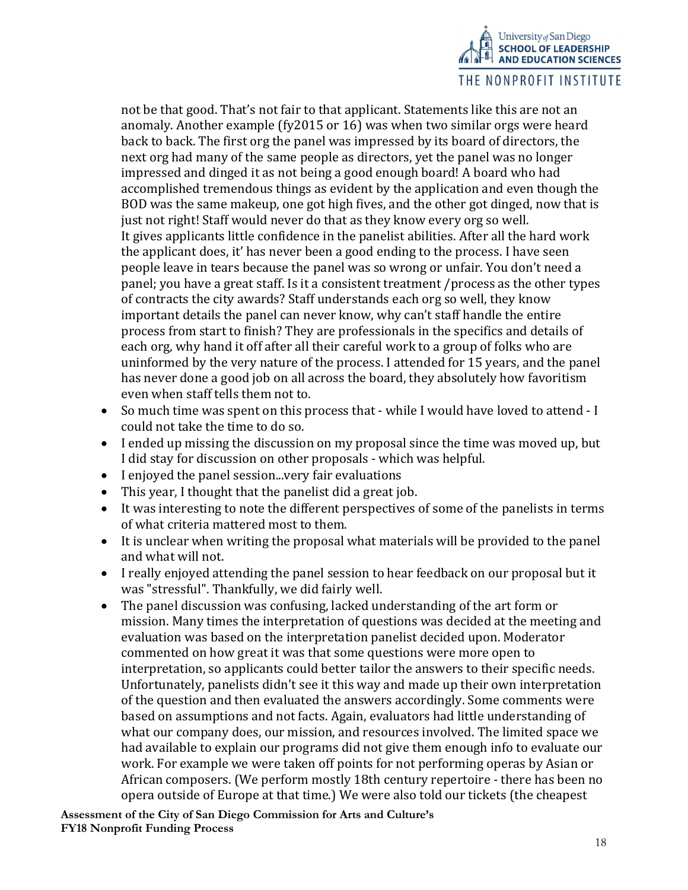not be that good. That's not fair to that applicant. Statements like this are not an anomaly. Another example (fy2015 or 16) was when two similar orgs were heard back to back. The first org the panel was impressed by its board of directors, the next org had many of the same people as directors, yet the panel was no longer impressed and dinged it as not being a good enough board! A board who had accomplished tremendous things as evident by the application and even though the BOD was the same makeup, one got high fives, and the other got dinged, now that is just not right! Staff would never do that as they know every org so well. It gives applicants little confidence in the panelist abilities. After all the hard work the applicant does, it' has never been a good ending to the process. I have seen people leave in tears because the panel was so wrong or unfair. You don't need a panel; you have a great staff. Is it a consistent treatment /process as the other types of contracts the city awards? Staff understands each org so well, they know important details the panel can never know, why can't staff handle the entire process from start to finish? They are professionals in the specifics and details of each org, why hand it off after all their careful work to a group of folks who are uninformed by the very nature of the process. I attended for 15 years, and the panel has never done a good job on all across the board, they absolutely how favoritism even when staff tells them not to.

- So much time was spent on this process that - while I would have loved to attend - I could not take the time to do so.
- I ended up missing the discussion on my proposal since the time was moved up, but I did stay for discussion on other proposals - which was helpful.
- I enjoyed the panel session...very fair evaluations
- This year, I thought that the panelist did a great job.
- It was interesting to note the different perspectives of some of the panelists in terms of what criteria mattered most to them.
- It is unclear when writing the proposal what materials will be provided to the panel and what will not.
- I really enjoyed attending the panel session to hear feedback on our proposal but it was "stressful". Thankfully, we did fairly well.
- The panel discussion was confusing, lacked understanding of the art form or mission. Many times the interpretation of questions was decided at the meeting and evaluation was based on the interpretation panelist decided upon. Moderator commented on how great it was that some questions were more open to interpretation, so applicants could better tailor the answers to their specific needs. Unfortunately, panelists didn't see it this way and made up their own interpretation of the question and then evaluated the answers accordingly. Some comments were based on assumptions and not facts. Again, evaluators had little understanding of what our company does, our mission, and resources involved. The limited space we had available to explain our programs did not give them enough info to evaluate our work. For example we were taken off points for not performing operas by Asian or African composers. (We perform mostly 18th century repertoire - there has been no opera outside of Europe at that time.) We were also told our tickets (the cheapest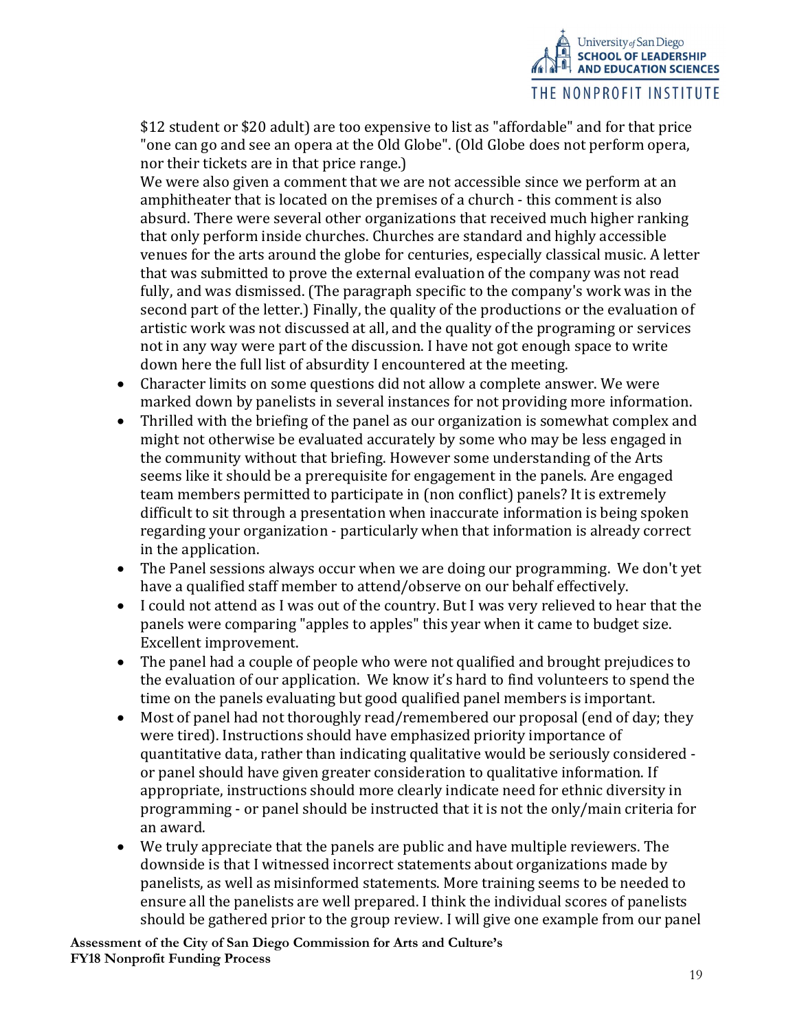$12 student or $20 adult) are too expensive to list as "affordable" and for that price "one can go and see an opera at the Old Globe". (Old Globe does not perform opera, nor their tickets are in that price range.)
We were also given a comment that we are not accessible since we perform at an amphitheater that is located on the premises of a church - this comment is also absurd. There were several other organizations that received much higher ranking that only perform inside churches. Churches are standard and highly accessible venues for the arts around the globe for centuries, especially classical music. A letter that was submitted to prove the external evaluation of the company was not read fully, and was dismissed. (The paragraph specific to the company's work was in the second part of the letter.) Finally, the quality of the productions or the evaluation of artistic work was not discussed at all, and the quality of the programing or services not in any way were part of the discussion. I have not got enough space to write down here the full list of absurdity I encountered at the meeting.

- Character limits on some questions did not allow a complete answer. We were marked down by panelists in several instances for not providing more information.
- Thrilled with the briefing of the panel as our organization is somewhat complex and might not otherwise be evaluated accurately by some who may be less engaged in the community without that briefing. However some understanding of the Arts seems like it should be a prerequisite for engagement in the panels. Are engaged team members permitted to participate in (non conflict) panels? It is extremely difficult to sit through a presentation when inaccurate information is being spoken regarding your organization - particularly when that information is already correct in the application.
- The Panel sessions always occur when we are doing our programming. We don't yet have a qualified staff member to attend/observe on our behalf effectively.
- I could not attend as I was out of the country. But I was very relieved to hear that the panels were comparing "apples to apples" this year when it came to budget size. Excellent improvement.
- The panel had a couple of people who were not qualified and brought prejudices to the evaluation of our application. We know it's hard to find volunteers to spend the time on the panels evaluating but good qualified panel members is important.
- Most of panel had not thoroughly read/remembered our proposal (end of day; they were tired). Instructions should have emphasized priority importance of quantitative data, rather than indicating qualitative would be seriously considered - or panel should have given greater consideration to qualitative information. If appropriate, instructions should more clearly indicate need for ethnic diversity in programming - or panel should be instructed that it is not the only/main criteria for an award.
- We truly appreciate that the panels are public and have multiple reviewers. The downside is that I witnessed incorrect statements about organizations made by panelists, as well as misinformed statements. More training seems to be needed to ensure all the panelists are well prepared. I think the individual scores of panelists should be gathered prior to the group review. I will give one example from our panel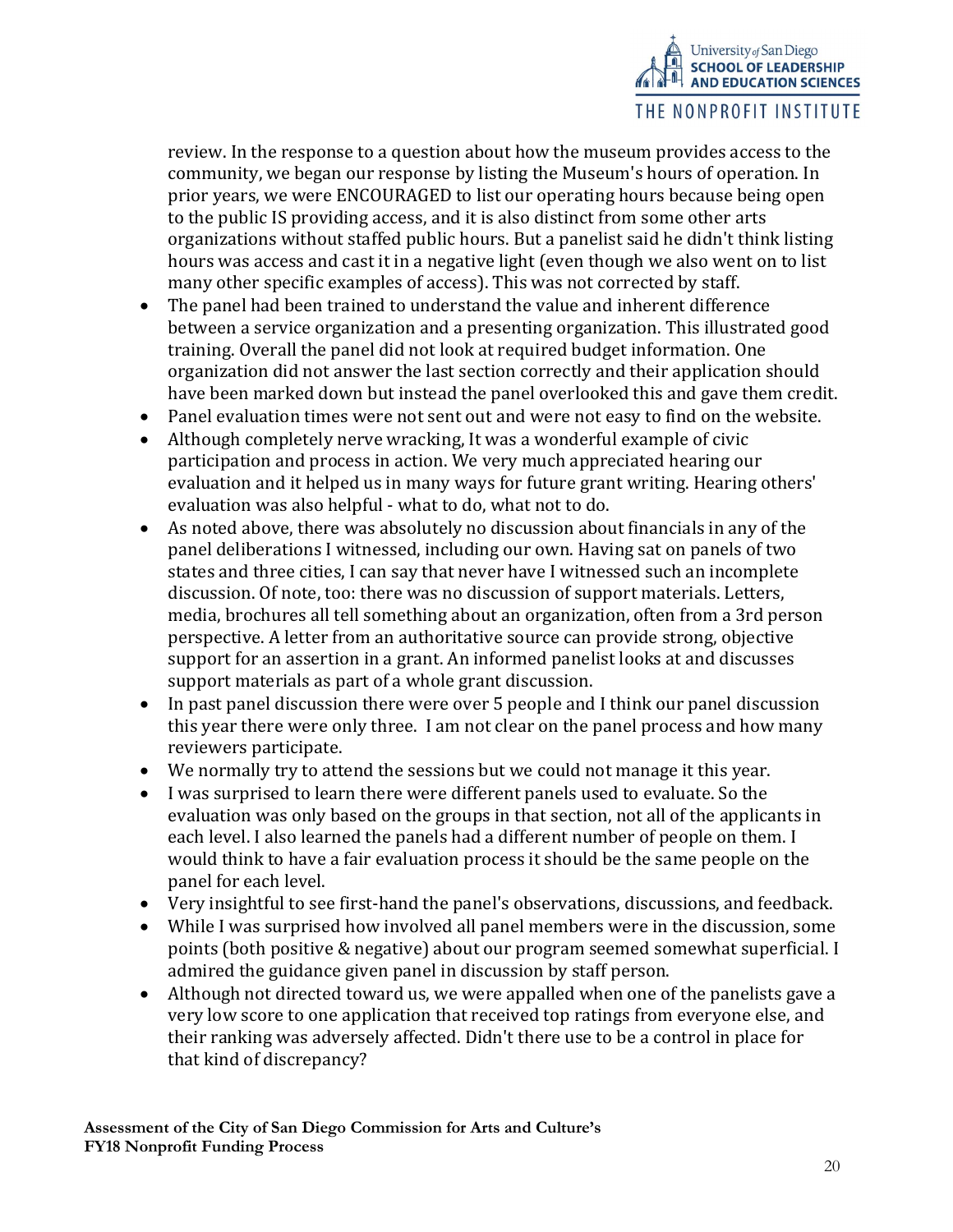review. In the response to a question about how the museum provides access to the community, we began our response by listing the Museum's hours of operation. In prior years, we were ENCOURAGED to list our operating hours because being open to the public IS providing access, and it is also distinct from some other arts organizations without staffed public hours. But a panelist said he didn't think listing hours was access and cast it in a negative light (even though we also went on to list many other specific examples of access). This was not corrected by staff.

- The panel had been trained to understand the value and inherent difference between a service organization and a presenting organization. This illustrated good training. Overall the panel did not look at required budget information. One organization did not answer the last section correctly and their application should have been marked down but instead the panel overlooked this and gave them credit.
- Panel evaluation times were not sent out and were not easy to find on the website.
- Although completely nerve wracking, It was a wonderful example of civic participation and process in action. We very much appreciated hearing our evaluation and it helped us in many ways for future grant writing. Hearing others' evaluation was also helpful - what to do, what not to do.
- As noted above, there was absolutely no discussion about financials in any of the panel deliberations I witnessed, including our own. Having sat on panels of two states and three cities, I can say that never have I witnessed such an incomplete discussion. Of note, too: there was no discussion of support materials. Letters, media, brochures all tell something about an organization, often from a 3rd person perspective. A letter from an authoritative source can provide strong, objective support for an assertion in a grant. An informed panelist looks at and discusses support materials as part of a whole grant discussion.
- In past panel discussion there were over 5 people and I think our panel discussion this year there were only three. I am not clear on the panel process and how many reviewers participate.
- We normally try to attend the sessions but we could not manage it this year.
- I was surprised to learn there were different panels used to evaluate. So the evaluation was only based on the groups in that section, not all of the applicants in each level. I also learned the panels had a different number of people on them. I would think to have a fair evaluation process it should be the same people on the panel for each level.
- Very insightful to see first-hand the panel's observations, discussions, and feedback.
- While I was surprised how involved all panel members were in the discussion, some points (both positive & negative) about our program seemed somewhat superficial. I admired the guidance given panel in discussion by staff person.
- Although not directed toward us, we were appalled when one of the panelists gave a very low score to one application that received top ratings from everyone else, and their ranking was adversely affected. Didn't there use to be a control in place for that kind of discrepancy?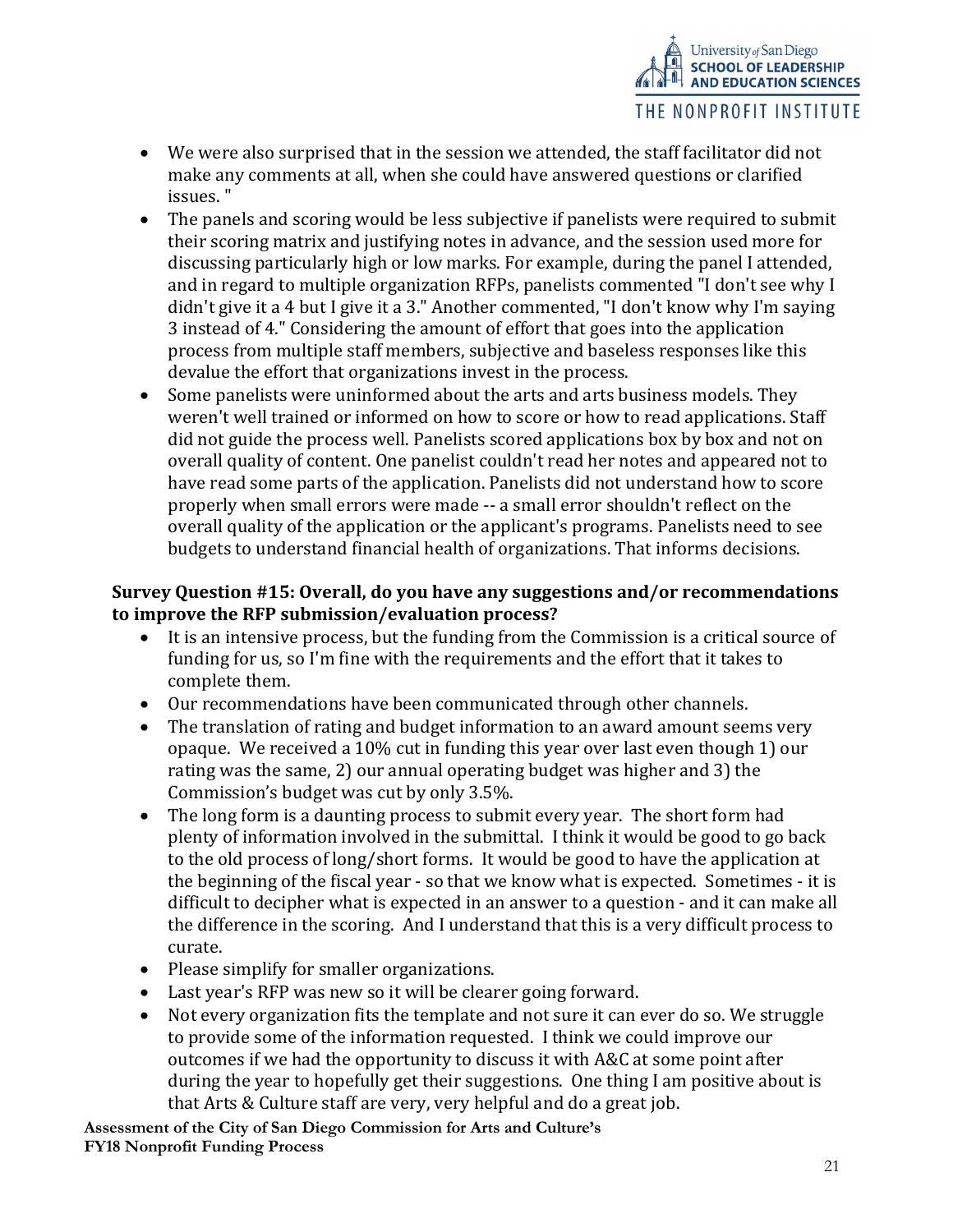- We were also surprised that in the session we attended, the staff facilitator did not make any comments at all, when she could have answered questions or clarified issues. "
- The panels and scoring would be less subjective if panelists were required to submit their scoring matrix and justifying notes in advance, and the session used more for discussing particularly high or low marks. For example, during the panel I attended, and in regard to multiple organization RFPs, panelists commented "I don't see why I didn't give it a 4 but I give it a 3." Another commented, "I don't know why I'm saying 3 instead of 4." Considering the amount of effort that goes into the application process from multiple staff members, subjective and baseless responses like this devalue the effort that organizations invest in the process.
- Some panelists were uninformed about the arts and arts business models. They weren't well trained or informed on how to score or how to read applications. Staff did not guide the process well. Panelists scored applications box by box and not on overall quality of content. One panelist couldn't read her notes and appeared not to have read some parts of the application. Panelists did not understand how to score properly when small errors were made -- a small error shouldn't reflect on the overall quality of the application or the applicant's programs. Panelists need to see budgets to understand financial health of organizations. That informs decisions.

**Survey Question #15: Overall, do you have any suggestions and/or recommendations to improve the RFP submission/evaluation process?**

- It is an intensive process, but the funding from the Commission is a critical source of funding for us, so I'm fine with the requirements and the effort that it takes to complete them.
- Our recommendations have been communicated through other channels.
- The translation of rating and budget information to an award amount seems very opaque. We received a 10% cut in funding this year over last even though 1) our rating was the same, 2) our annual operating budget was higher and 3) the Commission's budget was cut by only 3.5%.
- The long form is a daunting process to submit every year. The short form had plenty of information involved in the submittal. I think it would be good to go back to the old process of long/short forms. It would be good to have the application at the beginning of the fiscal year - so that we know what is expected. Sometimes - it is difficult to decipher what is expected in an answer to a question - and it can make all the difference in the scoring. And I understand that this is a very difficult process to curate.
- Please simplify for smaller organizations.
- Last year's RFP was new so it will be clearer going forward.
- Not every organization fits the template and not sure it can ever do so. We struggle to provide some of the information requested. I think we could improve our outcomes if we had the opportunity to discuss it with A&C at some point after during the year to hopefully get their suggestions. One thing I am positive about is that Arts & Culture staff are very, very helpful and do a great job.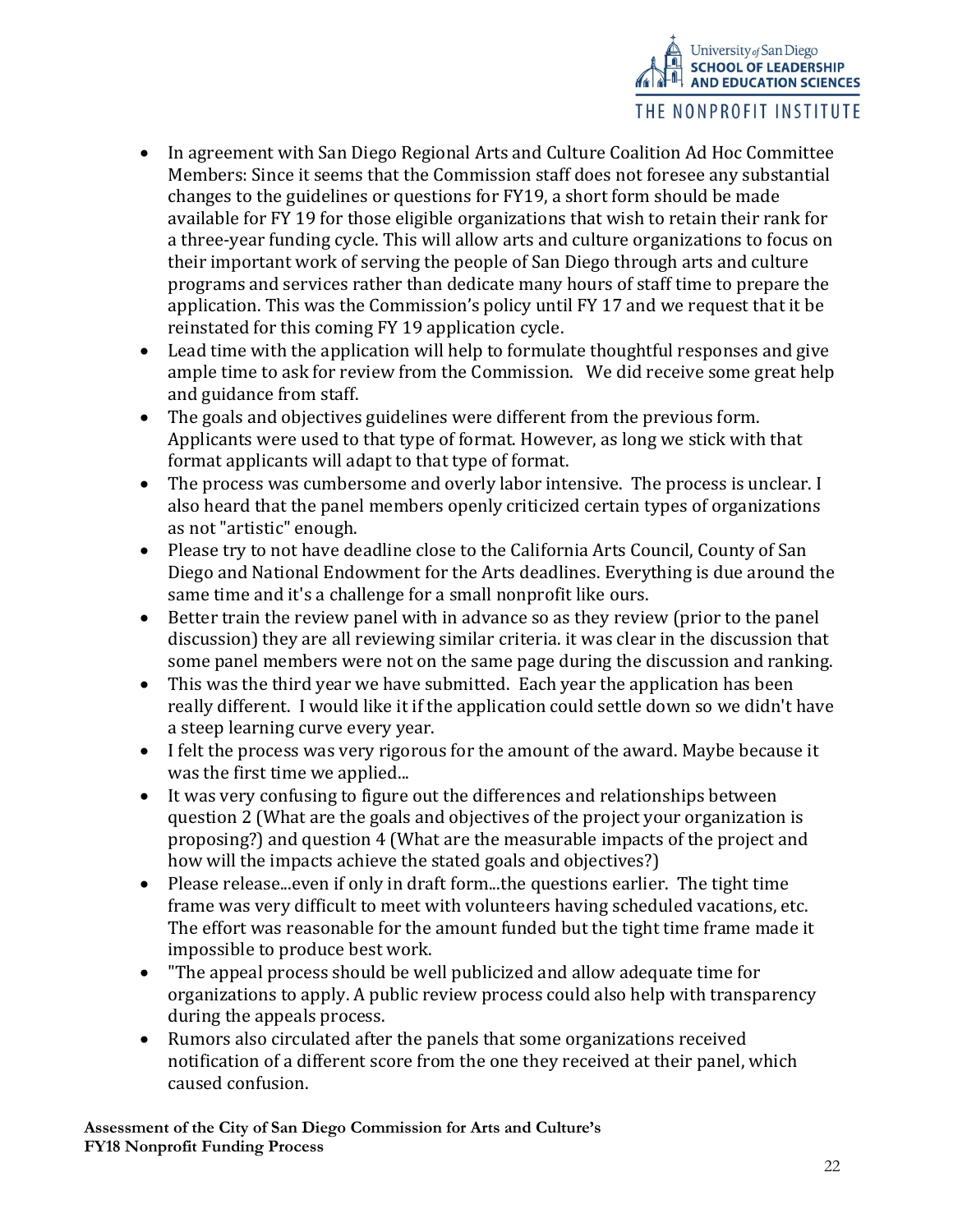- In agreement with San Diego Regional Arts and Culture Coalition Ad Hoc Committee Members: Since it seems that the Commission staff does not foresee any substantial changes to the guidelines or questions for FY19, a short form should be made available for FY 19 for those eligible organizations that wish to retain their rank for a three-year funding cycle. This will allow arts and culture organizations to focus on their important work of serving the people of San Diego through arts and culture programs and services rather than dedicate many hours of staff time to prepare the application. This was the Commission's policy until FY 17 and we request that it be reinstated for this coming FY 19 application cycle.
- Lead time with the application will help to formulate thoughtful responses and give ample time to ask for review from the Commission. We did receive some great help and guidance from staff.
- The goals and objectives guidelines were different from the previous form. Applicants were used to that type of format. However, as long we stick with that format applicants will adapt to that type of format.
- The process was cumbersome and overly labor intensive. The process is unclear. I also heard that the panel members openly criticized certain types of organizations as not "artistic" enough.
- Please try to not have deadline close to the California Arts Council, County of San Diego and National Endowment for the Arts deadlines. Everything is due around the same time and it's a challenge for a small nonprofit like ours.
- Better train the review panel with in advance so as they review (prior to the panel discussion) they are all reviewing similar criteria. it was clear in the discussion that some panel members were not on the same page during the discussion and ranking.
- This was the third year we have submitted. Each year the application has been really different. I would like it if the application could settle down so we didn't have a steep learning curve every year.
- I felt the process was very rigorous for the amount of the award. Maybe because it was the first time we applied...
- It was very confusing to figure out the differences and relationships between question 2 (What are the goals and objectives of the project your organization is proposing?) and question 4 (What are the measurable impacts of the project and how will the impacts achieve the stated goals and objectives?)
- Please release...even if only in draft form...the questions earlier. The tight time frame was very difficult to meet with volunteers having scheduled vacations, etc. The effort was reasonable for the amount funded but the tight time frame made it impossible to produce best work.
- "The appeal process should be well publicized and allow adequate time for organizations to apply. A public review process could also help with transparency during the appeals process.
- Rumors also circulated after the panels that some organizations received notification of a different score from the one they received at their panel, which caused confusion.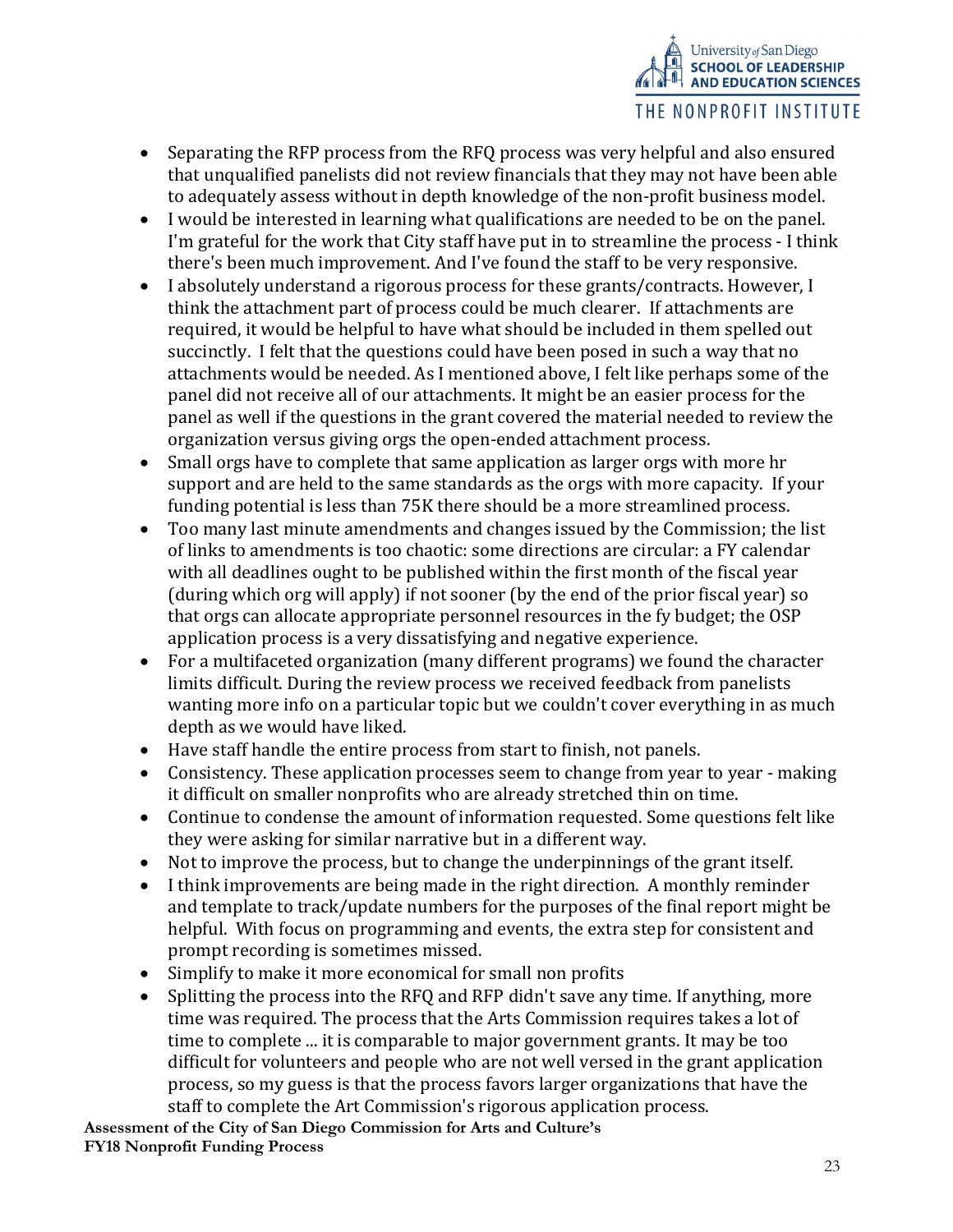- Separating the RFP process from the RFQ process was very helpful and also ensured that unqualified panelists did not review financials that they may not have been able to adequately assess without in depth knowledge of the non-profit business model.
- I would be interested in learning what qualifications are needed to be on the panel. I'm grateful for the work that City staff have put in to streamline the process - I think there's been much improvement. And I've found the staff to be very responsive.
- I absolutely understand a rigorous process for these grants/contracts. However, I think the attachment part of process could be much clearer. If attachments are required, it would be helpful to have what should be included in them spelled out succinctly. I felt that the questions could have been posed in such a way that no attachments would be needed. As I mentioned above, I felt like perhaps some of the panel did not receive all of our attachments. It might be an easier process for the panel as well if the questions in the grant covered the material needed to review the organization versus giving orgs the open-ended attachment process.
- Small orgs have to complete that same application as larger orgs with more hr support and are held to the same standards as the orgs with more capacity. If your funding potential is less than 75K there should be a more streamlined process.
- Too many last minute amendments and changes issued by the Commission; the list of links to amendments is too chaotic: some directions are circular: a FY calendar with all deadlines ought to be published within the first month of the fiscal year (during which org will apply) if not sooner (by the end of the prior fiscal year) so that orgs can allocate appropriate personnel resources in the fy budget; the OSP application process is a very dissatisfying and negative experience.
- For a multifaceted organization (many different programs) we found the character limits difficult. During the review process we received feedback from panelists wanting more info on a particular topic but we couldn't cover everything in as much depth as we would have liked.
- Have staff handle the entire process from start to finish, not panels.
- Consistency. These application processes seem to change from year to year - making it difficult on smaller nonprofits who are already stretched thin on time.
- Continue to condense the amount of information requested. Some questions felt like they were asking for similar narrative but in a different way.
- Not to improve the process, but to change the underpinnings of the grant itself.
- I think improvements are being made in the right direction. A monthly reminder and template to track/update numbers for the purposes of the final report might be helpful. With focus on programming and events, the extra step for consistent and prompt recording is sometimes missed.
- Simplify to make it more economical for small non profits
- Splitting the process into the RFQ and RFP didn't save any time. If anything, more time was required. The process that the Arts Commission requires takes a lot of time to complete ... it is comparable to major government grants. It may be too difficult for volunteers and people who are not well versed in the grant application process, so my guess is that the process favors larger organizations that have the staff to complete the Art Commission's rigorous application process.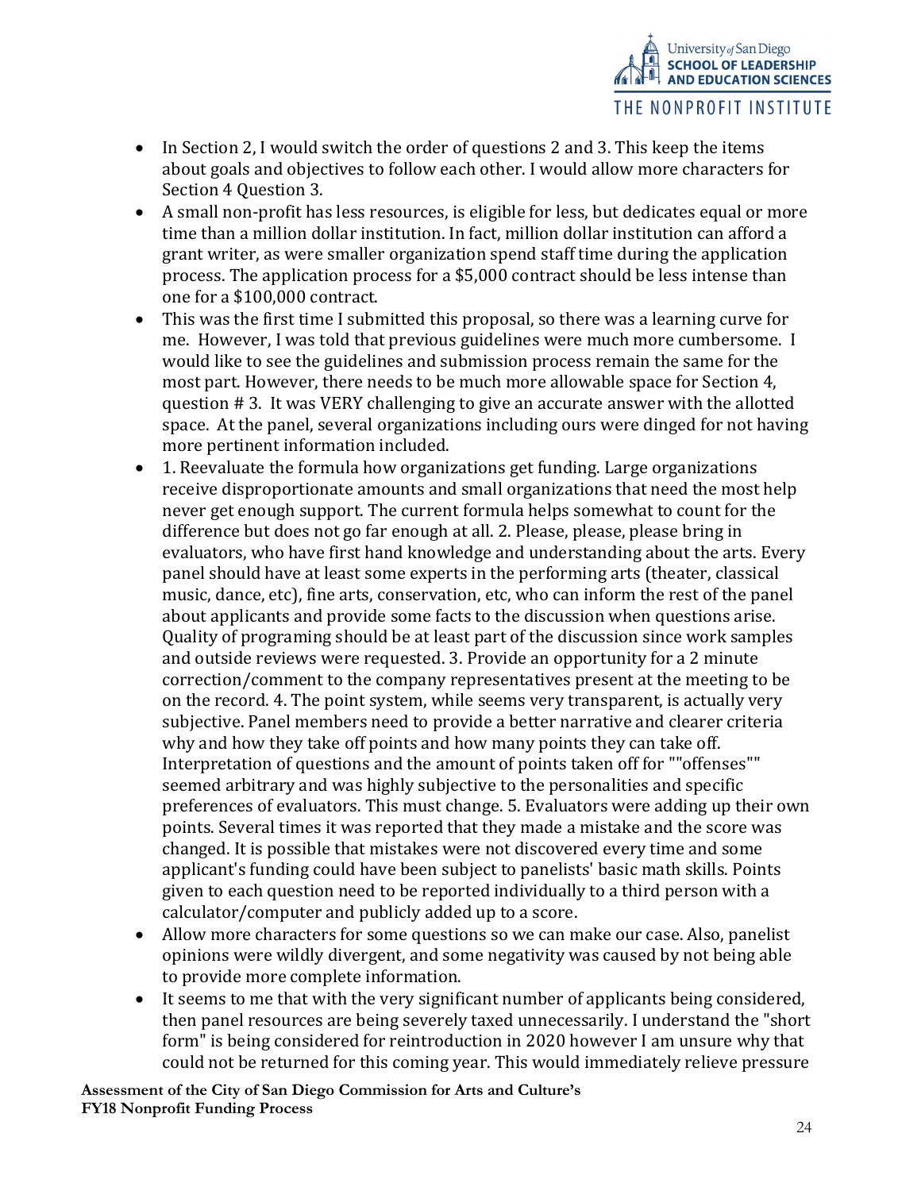- In Section 2, I would switch the order of questions 2 and 3. This keep the items about goals and objectives to follow each other. I would allow more characters for Section 4 Question 3.
- A small non-profit has less resources, is eligible for less, but dedicates equal or more time than a million dollar institution. In fact, million dollar institution can afford a grant writer, as were smaller organization spend staff time during the application process. The application process for a $5,000 contract should be less intense than one for a $100,000 contract.
- This was the first time I submitted this proposal, so there was a learning curve for me. However, I was told that previous guidelines were much more cumbersome. I would like to see the guidelines and submission process remain the same for the most part. However, there needs to be much more allowable space for Section 4, question # 3. It was VERY challenging to give an accurate answer with the allotted space. At the panel, several organizations including ours were dinged for not having more pertinent information included.
- 1. Reevaluate the formula how organizations get funding. Large organizations receive disproportionate amounts and small organizations that need the most help never get enough support. The current formula helps somewhat to count for the difference but does not go far enough at all. 2. Please, please, please bring in evaluators, who have first hand knowledge and understanding about the arts. Every panel should have at least some experts in the performing arts (theater, classical music, dance, etc), fine arts, conservation, etc, who can inform the rest of the panel about applicants and provide some facts to the discussion when questions arise. Quality of programing should be at least part of the discussion since work samples and outside reviews were requested. 3. Provide an opportunity for a 2 minute correction/comment to the company representatives present at the meeting to be on the record. 4. The point system, while seems very transparent, is actually very subjective. Panel members need to provide a better narrative and clearer criteria why and how they take off points and how many points they can take off. Interpretation of questions and the amount of points taken off for ""offenses"" seemed arbitrary and was highly subjective to the personalities and specific preferences of evaluators. This must change. 5. Evaluators were adding up their own points. Several times it was reported that they made a mistake and the score was changed. It is possible that mistakes were not discovered every time and some applicant's funding could have been subject to panelists' basic math skills. Points given to each question need to be reported individually to a third person with a calculator/computer and publicly added up to a score.
- Allow more characters for some questions so we can make our case. Also, panelist opinions were wildly divergent, and some negativity was caused by not being able to provide more complete information.
- It seems to me that with the very significant number of applicants being considered, then panel resources are being severely taxed unnecessarily. I understand the "short form" is being considered for reintroduction in 2020 however I am unsure why that could not be returned for this coming year. This would immediately relieve pressure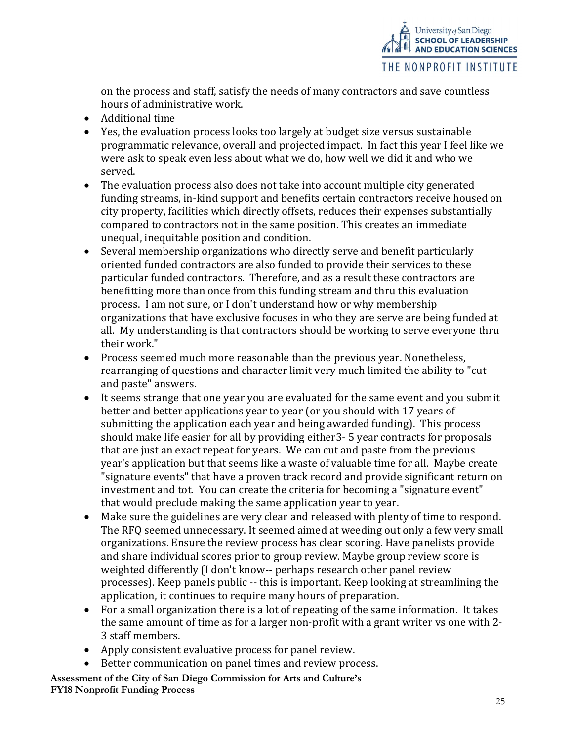on the process and staff, satisfy the needs of many contractors and save countless hours of administrative work.

- Additional time
- Yes, the evaluation process looks too largely at budget size versus sustainable programmatic relevance, overall and projected impact. In fact this year I feel like we were ask to speak even less about what we do, how well we did it and who we served.
- The evaluation process also does not take into account multiple city generated funding streams, in-kind support and benefits certain contractors receive housed on city property, facilities which directly offsets, reduces their expenses substantially compared to contractors not in the same position. This creates an immediate unequal, inequitable position and condition.
- Several membership organizations who directly serve and benefit particularly oriented funded contractors are also funded to provide their services to these particular funded contractors. Therefore, and as a result these contractors are benefitting more than once from this funding stream and thru this evaluation process. I am not sure, or I don't understand how or why membership organizations that have exclusive focuses in who they are serve are being funded at all. My understanding is that contractors should be working to serve everyone thru their work."
- Process seemed much more reasonable than the previous year. Nonetheless, rearranging of questions and character limit very much limited the ability to "cut and paste" answers.
- It seems strange that one year you are evaluated for the same event and you submit better and better applications year to year (or you should with 17 years of submitting the application each year and being awarded funding). This process should make life easier for all by providing either3- 5 year contracts for proposals that are just an exact repeat for years. We can cut and paste from the previous year's application but that seems like a waste of valuable time for all. Maybe create "signature events" that have a proven track record and provide significant return on investment and tot. You can create the criteria for becoming a "signature event" that would preclude making the same application year to year.
- Make sure the guidelines are very clear and released with plenty of time to respond. The RFQ seemed unnecessary. It seemed aimed at weeding out only a few very small organizations. Ensure the review process has clear scoring. Have panelists provide and share individual scores prior to group review. Maybe group review score is weighted differently (I don't know-- perhaps research other panel review processes). Keep panels public -- this is important. Keep looking at streamlining the application, it continues to require many hours of preparation.
- For a small organization there is a lot of repeating of the same information. It takes the same amount of time as for a larger non-profit with a grant writer vs one with 2-3 staff members.
- Apply consistent evaluative process for panel review.
- Better communication on panel times and review process.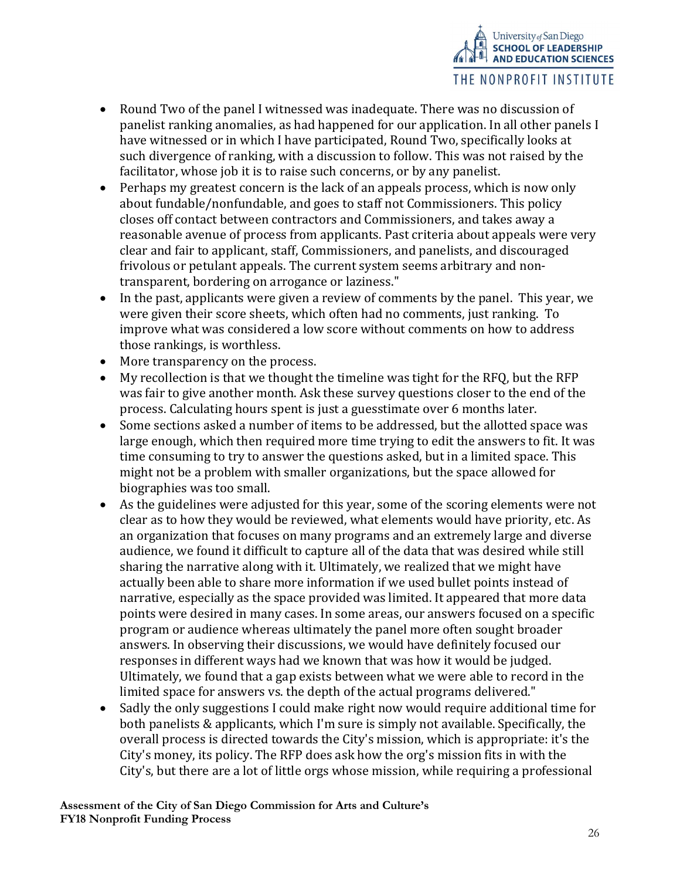- Round Two of the panel I witnessed was inadequate. There was no discussion of panelist ranking anomalies, as had happened for our application. In all other panels I have witnessed or in which I have participated, Round Two, specifically looks at such divergence of ranking, with a discussion to follow. This was not raised by the facilitator, whose job it is to raise such concerns, or by any panelist.
- Perhaps my greatest concern is the lack of an appeals process, which is now only about fundable/nonfundable, and goes to staff not Commissioners. This policy closes off contact between contractors and Commissioners, and takes away a reasonable avenue of process from applicants. Past criteria about appeals were very clear and fair to applicant, staff, Commissioners, and panelists, and discouraged frivolous or petulant appeals. The current system seems arbitrary and non-transparent, bordering on arrogance or laziness."
- In the past, applicants were given a review of comments by the panel. This year, we were given their score sheets, which often had no comments, just ranking. To improve what was considered a low score without comments on how to address those rankings, is worthless.
- More transparency on the process.
- My recollection is that we thought the timeline was tight for the RFQ, but the RFP was fair to give another month. Ask these survey questions closer to the end of the process. Calculating hours spent is just a guesstimate over 6 months later.
- Some sections asked a number of items to be addressed, but the allotted space was large enough, which then required more time trying to edit the answers to fit. It was time consuming to try to answer the questions asked, but in a limited space. This might not be a problem with smaller organizations, but the space allowed for biographies was too small.
- As the guidelines were adjusted for this year, some of the scoring elements were not clear as to how they would be reviewed, what elements would have priority, etc. As an organization that focuses on many programs and an extremely large and diverse audience, we found it difficult to capture all of the data that was desired while still sharing the narrative along with it. Ultimately, we realized that we might have actually been able to share more information if we used bullet points instead of narrative, especially as the space provided was limited. It appeared that more data points were desired in many cases. In some areas, our answers focused on a specific program or audience whereas ultimately the panel more often sought broader answers. In observing their discussions, we would have definitely focused our responses in different ways had we known that was how it would be judged. Ultimately, we found that a gap exists between what we were able to record in the limited space for answers vs. the depth of the actual programs delivered."
- Sadly the only suggestions I could make right now would require additional time for both panelists & applicants, which I'm sure is simply not available. Specifically, the overall process is directed towards the City's mission, which is appropriate: it's the City's money, its policy. The RFP does ask how the org's mission fits in with the City's, but there are a lot of little orgs whose mission, while requiring a professional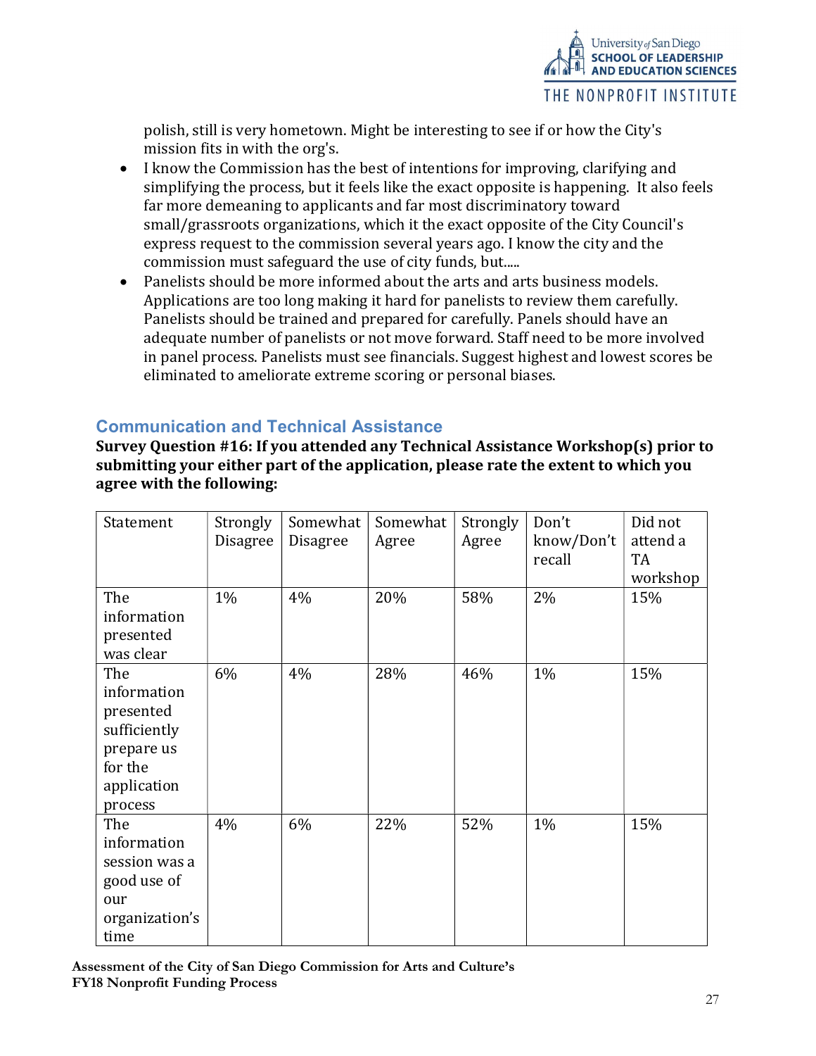polish, still is very hometown. Might be interesting to see if or how the City's mission fits in with the org's.

- I know the Commission has the best of intentions for improving, clarifying and simplifying the process, but it feels like the exact opposite is happening. It also feels far more demeaning to applicants and far most discriminatory toward small/grassroots organizations, which it the exact opposite of the City Council's express request to the commission several years ago. I know the city and the commission must safeguard the use of city funds, but.....
- Panelists should be more informed about the arts and arts business models. Applications are too long making it hard for panelists to review them carefully. Panelists should be trained and prepared for carefully. Panels should have an adequate number of panelists or not move forward. Staff need to be more involved in panel process. Panelists must see financials. Suggest highest and lowest scores be eliminated to ameliorate extreme scoring or personal biases.

## Communication and Technical Assistance

**Survey Question #16: If you attended any Technical Assistance Workshop(s) prior to submitting your either part of the application, please rate the extent to which you agree with the following:**

| Statement | Strongly Disagree | Somewhat Disagree | Somewhat Agree | Strongly Agree | Don't know/Don't recall | Did not attend a TA workshop |
|---|---|---|---|---|---|---|
| The information presented was clear | 1% | 4% | 20% | 58% | 2% | 15% |
| The information presented sufficiently prepare us for the application process | 6% | 4% | 28% | 46% | 1% | 15% |
| The information session was a good use of our organization's time | 4% | 6% | 22% | 52% | 1% | 15% |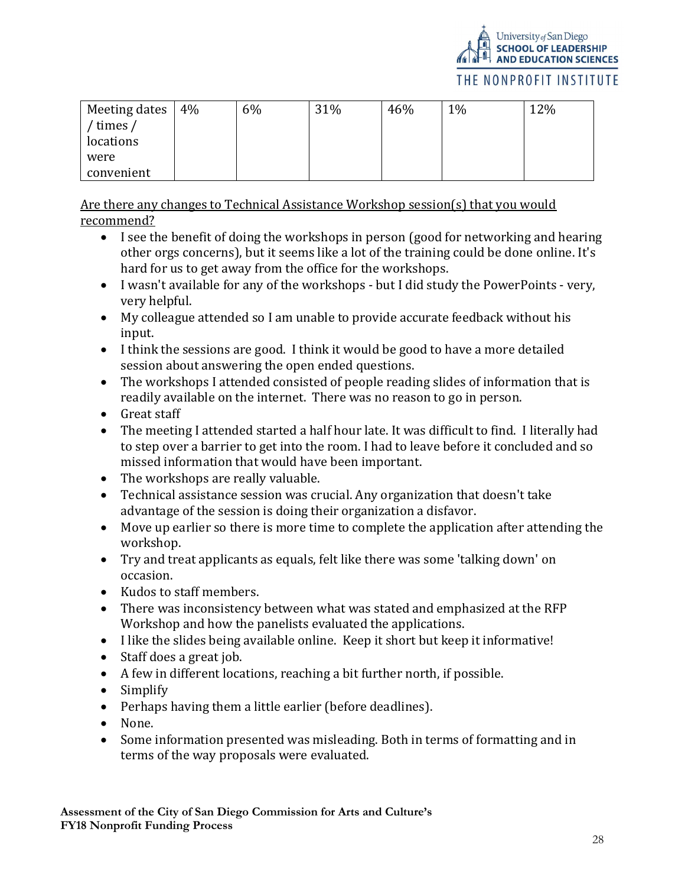| Meeting dates / times / locations were convenient | 4% | 6% | 31% | 46% | 1% | 12% |
|---|---|---|---|---|---|---|

Are there any changes to Technical Assistance Workshop session(s) that you would recommend?

- I see the benefit of doing the workshops in person (good for networking and hearing other orgs concerns), but it seems like a lot of the training could be done online. It's hard for us to get away from the office for the workshops.
- I wasn't available for any of the workshops - but I did study the PowerPoints - very, very helpful.
- My colleague attended so I am unable to provide accurate feedback without his input.
- I think the sessions are good. I think it would be good to have a more detailed session about answering the open ended questions.
- The workshops I attended consisted of people reading slides of information that is readily available on the internet. There was no reason to go in person.
- Great staff
- The meeting I attended started a half hour late. It was difficult to find. I literally had to step over a barrier to get into the room. I had to leave before it concluded and so missed information that would have been important.
- The workshops are really valuable.
- Technical assistance session was crucial. Any organization that doesn't take advantage of the session is doing their organization a disfavor.
- Move up earlier so there is more time to complete the application after attending the workshop.
- Try and treat applicants as equals, felt like there was some 'talking down' on occasion.
- Kudos to staff members.
- There was inconsistency between what was stated and emphasized at the RFP Workshop and how the panelists evaluated the applications.
- I like the slides being available online. Keep it short but keep it informative!
- Staff does a great job.
- A few in different locations, reaching a bit further north, if possible.
- Simplify
- Perhaps having them a little earlier (before deadlines).
- None.
- Some information presented was misleading. Both in terms of formatting and in terms of the way proposals were evaluated.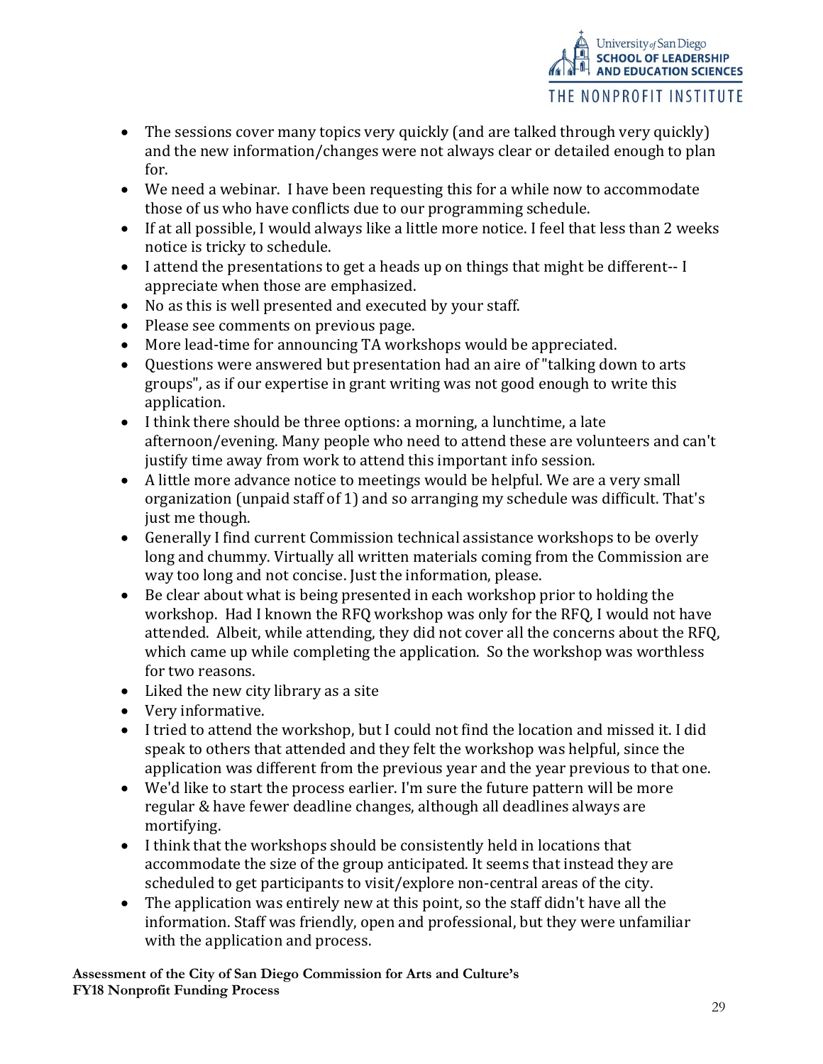- The sessions cover many topics very quickly (and are talked through very quickly) and the new information/changes were not always clear or detailed enough to plan for.
- We need a webinar. I have been requesting this for a while now to accommodate those of us who have conflicts due to our programming schedule.
- If at all possible, I would always like a little more notice. I feel that less than 2 weeks notice is tricky to schedule.
- I attend the presentations to get a heads up on things that might be different-- I appreciate when those are emphasized.
- No as this is well presented and executed by your staff.
- Please see comments on previous page.
- More lead-time for announcing TA workshops would be appreciated.
- Questions were answered but presentation had an aire of "talking down to arts groups", as if our expertise in grant writing was not good enough to write this application.
- I think there should be three options: a morning, a lunchtime, a late afternoon/evening. Many people who need to attend these are volunteers and can't justify time away from work to attend this important info session.
- A little more advance notice to meetings would be helpful. We are a very small organization (unpaid staff of 1) and so arranging my schedule was difficult. That's just me though.
- Generally I find current Commission technical assistance workshops to be overly long and chummy. Virtually all written materials coming from the Commission are way too long and not concise. Just the information, please.
- Be clear about what is being presented in each workshop prior to holding the workshop. Had I known the RFQ workshop was only for the RFQ, I would not have attended. Albeit, while attending, they did not cover all the concerns about the RFQ, which came up while completing the application. So the workshop was worthless for two reasons.
- Liked the new city library as a site
- Very informative.
- I tried to attend the workshop, but I could not find the location and missed it. I did speak to others that attended and they felt the workshop was helpful, since the application was different from the previous year and the year previous to that one.
- We'd like to start the process earlier. I'm sure the future pattern will be more regular & have fewer deadline changes, although all deadlines always are mortifying.
- I think that the workshops should be consistently held in locations that accommodate the size of the group anticipated. It seems that instead they are scheduled to get participants to visit/explore non-central areas of the city.
- The application was entirely new at this point, so the staff didn't have all the information. Staff was friendly, open and professional, but they were unfamiliar with the application and process.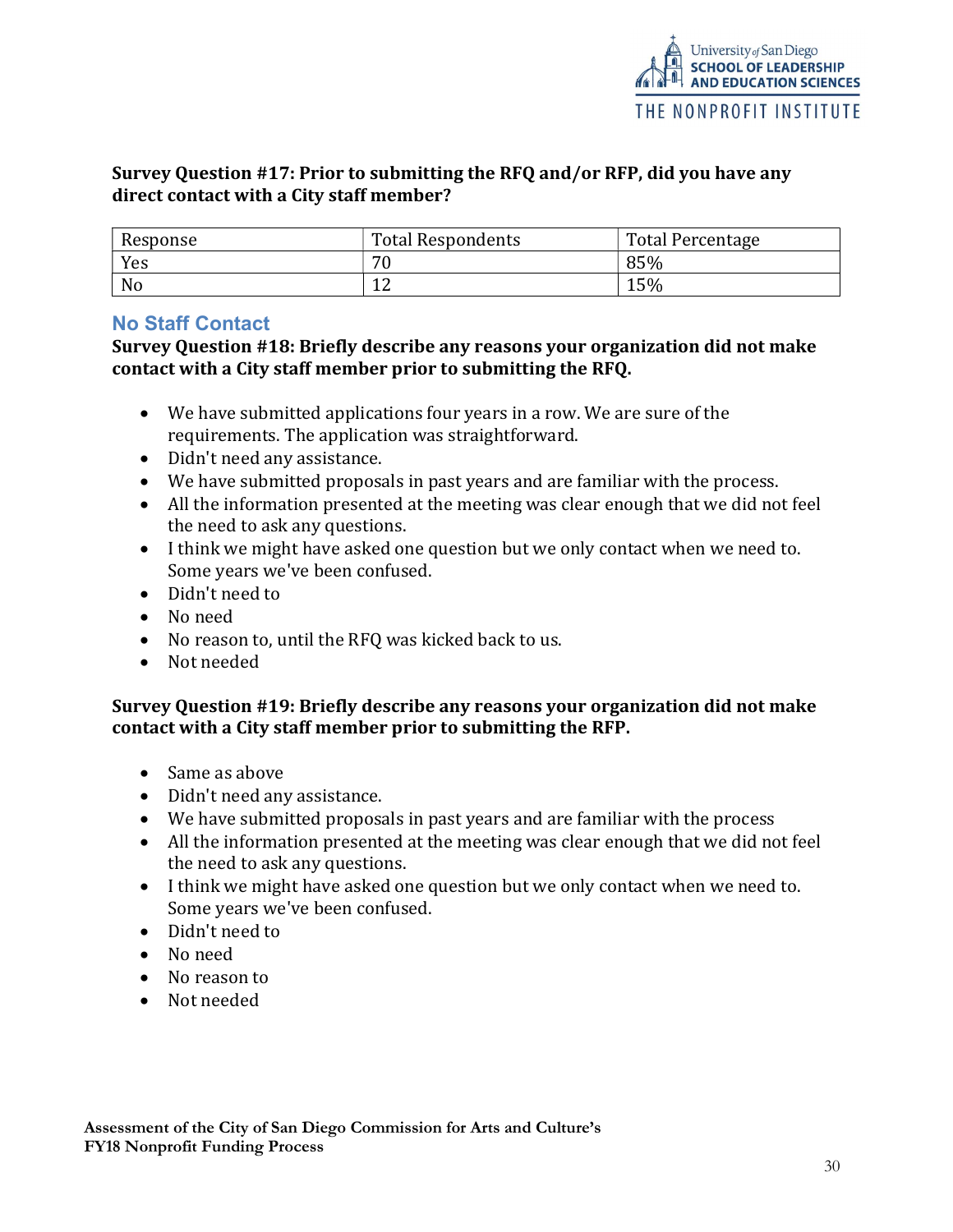**Survey Question #17: Prior to submitting the RFQ and/or RFP, did you have any direct contact with a City staff member?**

| Response | Total Respondents | Total Percentage |
|---|---|---|
| Yes | 70 | 85% |
| No | 12 | 15% |

## No Staff Contact

**Survey Question #18: Briefly describe any reasons your organization did not make contact with a City staff member prior to submitting the RFQ.**

- We have submitted applications four years in a row. We are sure of the requirements. The application was straightforward.
- Didn't need any assistance.
- We have submitted proposals in past years and are familiar with the process.
- All the information presented at the meeting was clear enough that we did not feel the need to ask any questions.
- I think we might have asked one question but we only contact when we need to. Some years we've been confused.
- Didn't need to
- No need
- No reason to, until the RFQ was kicked back to us.
- Not needed

**Survey Question #19: Briefly describe any reasons your organization did not make contact with a City staff member prior to submitting the RFP.**

- Same as above
- Didn't need any assistance.
- We have submitted proposals in past years and are familiar with the process
- All the information presented at the meeting was clear enough that we did not feel the need to ask any questions.
- I think we might have asked one question but we only contact when we need to. Some years we've been confused.
- Didn't need to
- No need
- No reason to
- Not needed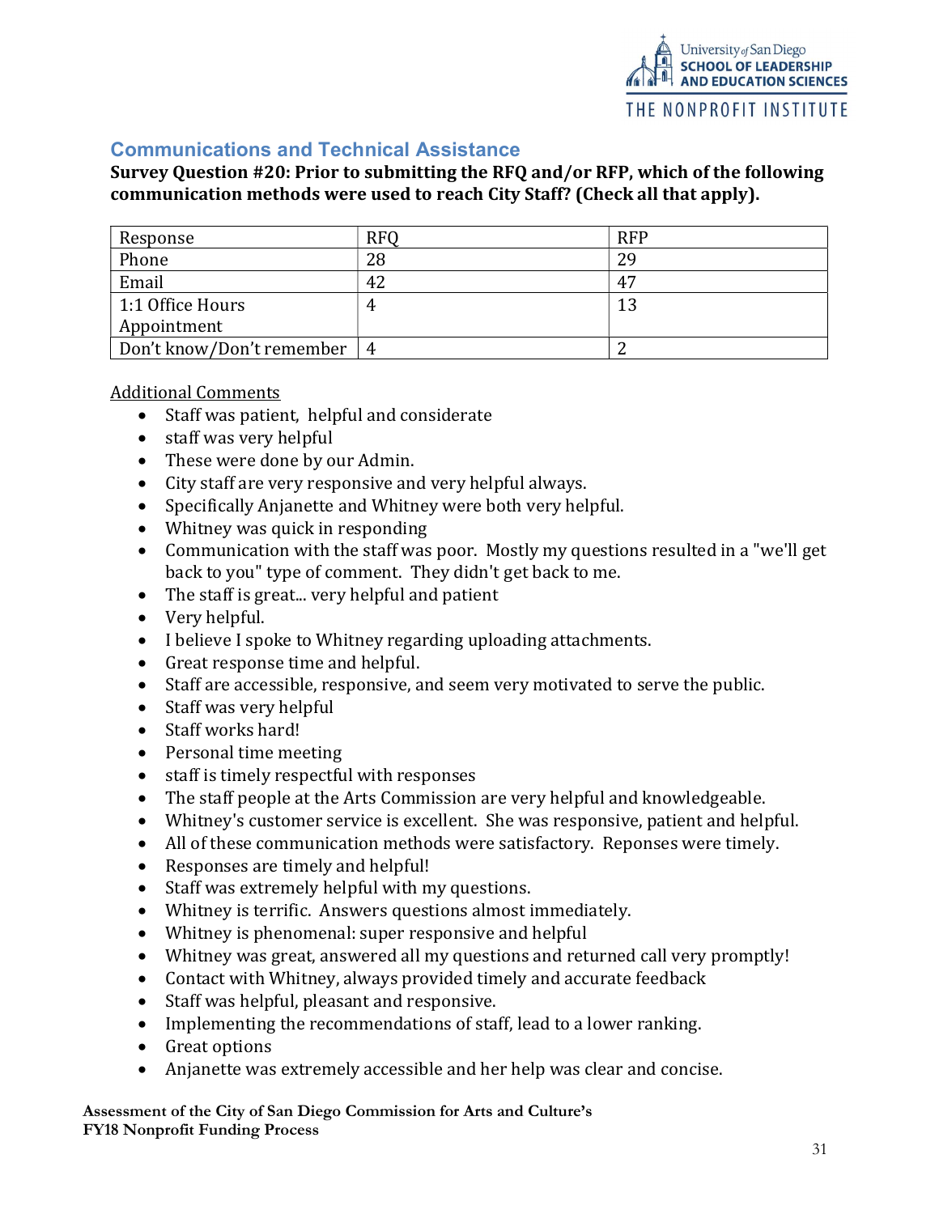## Communications and Technical Assistance

**Survey Question #20: Prior to submitting the RFQ and/or RFP, which of the following communication methods were used to reach City Staff? (Check all that apply).**

| Response | RFQ | RFP |
|---|---|---|
| Phone | 28 | 29 |
| Email | 42 | 47 |
| 1:1 Office Hours Appointment | 4 | 13 |
| Don't know/Don't remember | 4 | 2 |

Additional Comments

- Staff was patient, helpful and considerate
- staff was very helpful
- These were done by our Admin.
- City staff are very responsive and very helpful always.
- Specifically Anjanette and Whitney were both very helpful.
- Whitney was quick in responding
- Communication with the staff was poor. Mostly my questions resulted in a "we'll get back to you" type of comment. They didn't get back to me.
- The staff is great... very helpful and patient
- Very helpful.
- I believe I spoke to Whitney regarding uploading attachments.
- Great response time and helpful.
- Staff are accessible, responsive, and seem very motivated to serve the public.
- Staff was very helpful
- Staff works hard!
- Personal time meeting
- staff is timely respectful with responses
- The staff people at the Arts Commission are very helpful and knowledgeable.
- Whitney's customer service is excellent. She was responsive, patient and helpful.
- All of these communication methods were satisfactory. Reponses were timely.
- Responses are timely and helpful!
- Staff was extremely helpful with my questions.
- Whitney is terrific. Answers questions almost immediately.
- Whitney is phenomenal: super responsive and helpful
- Whitney was great, answered all my questions and returned call very promptly!
- Contact with Whitney, always provided timely and accurate feedback
- Staff was helpful, pleasant and responsive.
- Implementing the recommendations of staff, lead to a lower ranking.
- Great options
- Anjanette was extremely accessible and her help was clear and concise.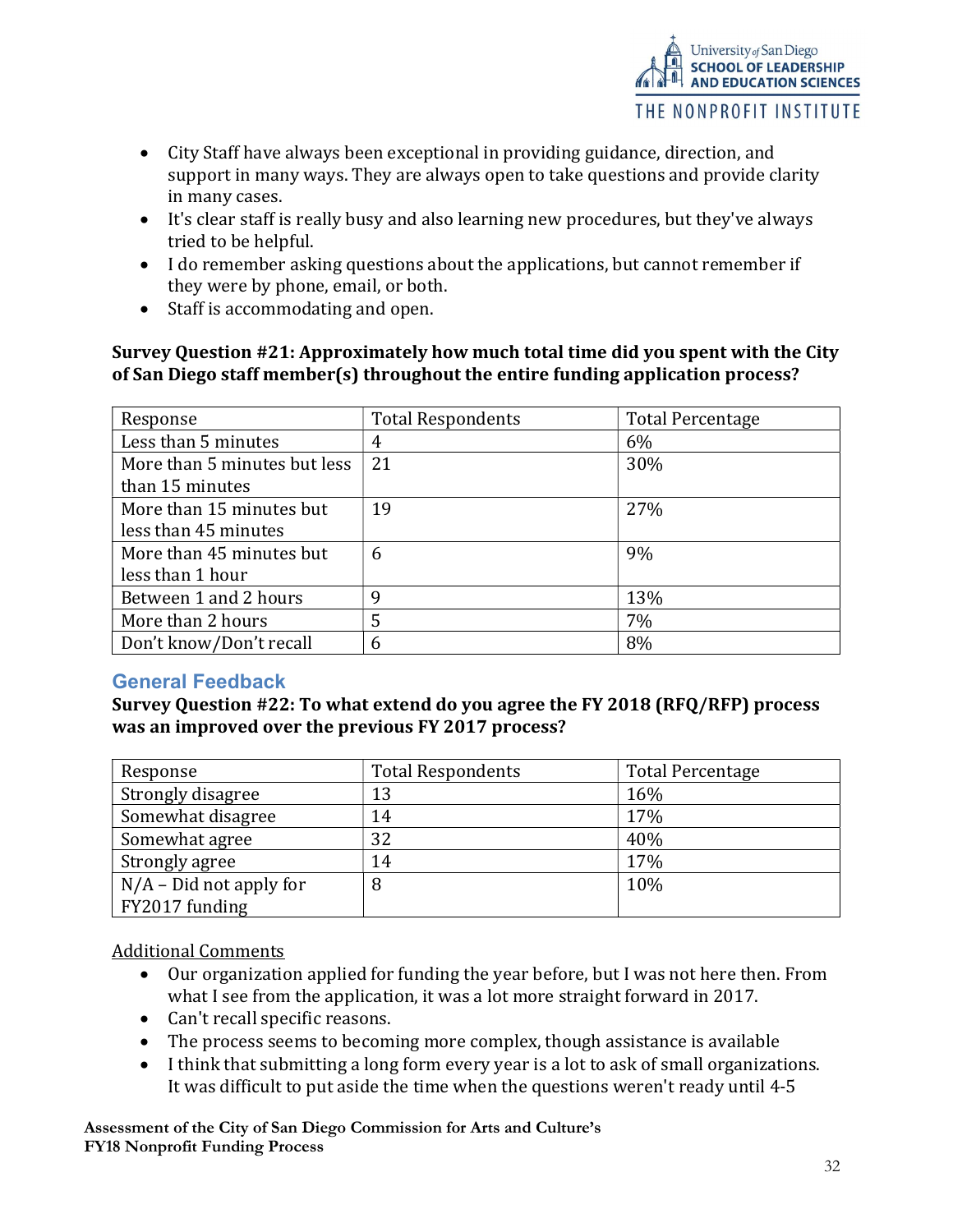- City Staff have always been exceptional in providing guidance, direction, and support in many ways. They are always open to take questions and provide clarity in many cases.
- It's clear staff is really busy and also learning new procedures, but they've always tried to be helpful.
- I do remember asking questions about the applications, but cannot remember if they were by phone, email, or both.
- Staff is accommodating and open.

**Survey Question #21: Approximately how much total time did you spent with the City of San Diego staff member(s) throughout the entire funding application process?**

| Response | Total Respondents | Total Percentage |
|---|---|---|
| Less than 5 minutes | 4 | 6% |
| More than 5 minutes but less than 15 minutes | 21 | 30% |
| More than 15 minutes but less than 45 minutes | 19 | 27% |
| More than 45 minutes but less than 1 hour | 6 | 9% |
| Between 1 and 2 hours | 9 | 13% |
| More than 2 hours | 5 | 7% |
| Don't know/Don't recall | 6 | 8% |

## General Feedback

**Survey Question #22: To what extend do you agree the FY 2018 (RFQ/RFP) process was an improved over the previous FY 2017 process?**

| Response | Total Respondents | Total Percentage |
|---|---|---|
| Strongly disagree | 13 | 16% |
| Somewhat disagree | 14 | 17% |
| Somewhat agree | 32 | 40% |
| Strongly agree | 14 | 17% |
| N/A – Did not apply for FY2017 funding | 8 | 10% |

<u>Additional Comments</u>

- Our organization applied for funding the year before, but I was not here then. From what I see from the application, it was a lot more straight forward in 2017.
- Can't recall specific reasons.
- The process seems to becoming more complex, though assistance is available
- I think that submitting a long form every year is a lot to ask of small organizations. It was difficult to put aside the time when the questions weren't ready until 4-5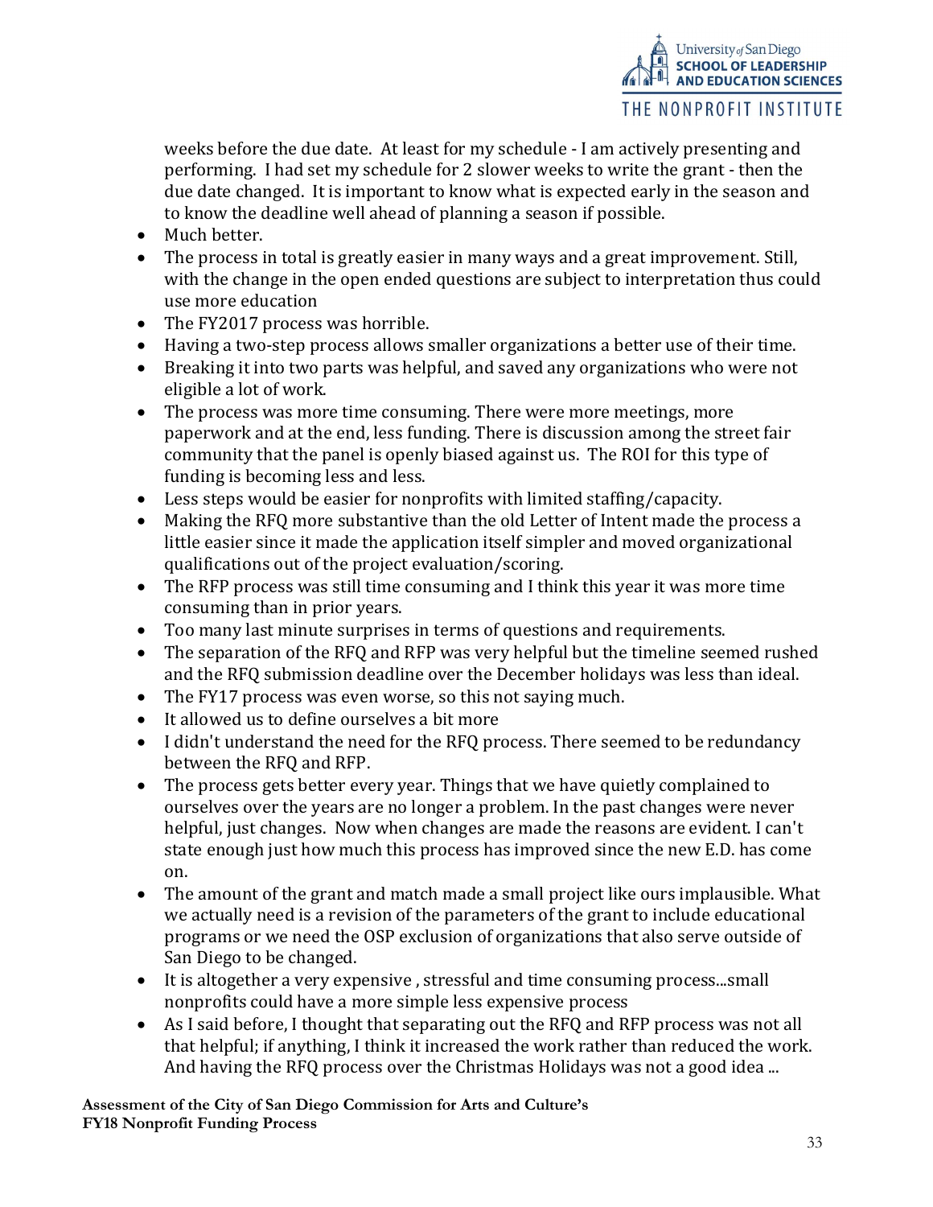weeks before the due date. At least for my schedule - I am actively presenting and performing. I had set my schedule for 2 slower weeks to write the grant - then the due date changed. It is important to know what is expected early in the season and to know the deadline well ahead of planning a season if possible.

- Much better.
- The process in total is greatly easier in many ways and a great improvement. Still, with the change in the open ended questions are subject to interpretation thus could use more education
- The FY2017 process was horrible.
- Having a two-step process allows smaller organizations a better use of their time.
- Breaking it into two parts was helpful, and saved any organizations who were not eligible a lot of work.
- The process was more time consuming. There were more meetings, more paperwork and at the end, less funding. There is discussion among the street fair community that the panel is openly biased against us. The ROI for this type of funding is becoming less and less.
- Less steps would be easier for nonprofits with limited staffing/capacity.
- Making the RFQ more substantive than the old Letter of Intent made the process a little easier since it made the application itself simpler and moved organizational qualifications out of the project evaluation/scoring.
- The RFP process was still time consuming and I think this year it was more time consuming than in prior years.
- Too many last minute surprises in terms of questions and requirements.
- The separation of the RFQ and RFP was very helpful but the timeline seemed rushed and the RFQ submission deadline over the December holidays was less than ideal.
- The FY17 process was even worse, so this not saying much.
- It allowed us to define ourselves a bit more
- I didn't understand the need for the RFQ process. There seemed to be redundancy between the RFQ and RFP.
- The process gets better every year. Things that we have quietly complained to ourselves over the years are no longer a problem. In the past changes were never helpful, just changes. Now when changes are made the reasons are evident. I can't state enough just how much this process has improved since the new E.D. has come on.
- The amount of the grant and match made a small project like ours implausible. What we actually need is a revision of the parameters of the grant to include educational programs or we need the OSP exclusion of organizations that also serve outside of San Diego to be changed.
- It is altogether a very expensive , stressful and time consuming process...small nonprofits could have a more simple less expensive process
- As I said before, I thought that separating out the RFQ and RFP process was not all that helpful; if anything, I think it increased the work rather than reduced the work. And having the RFQ process over the Christmas Holidays was not a good idea ...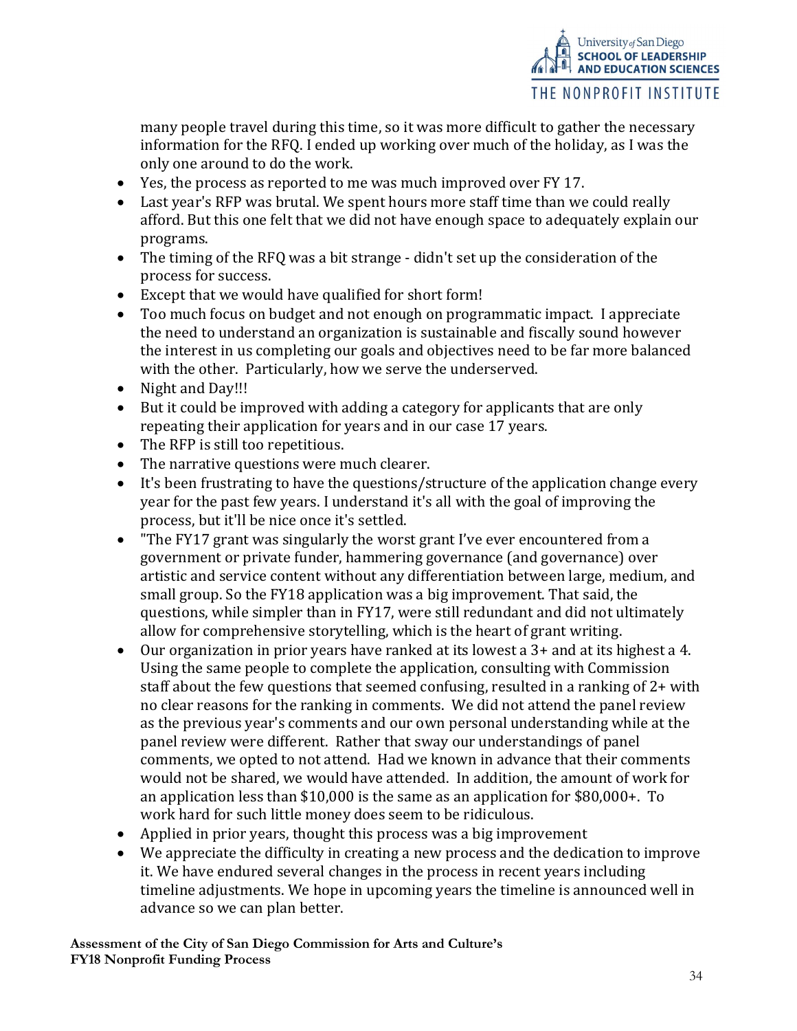many people travel during this time, so it was more difficult to gather the necessary information for the RFQ. I ended up working over much of the holiday, as I was the only one around to do the work.

- Yes, the process as reported to me was much improved over FY 17.
- Last year's RFP was brutal. We spent hours more staff time than we could really afford. But this one felt that we did not have enough space to adequately explain our programs.
- The timing of the RFQ was a bit strange - didn't set up the consideration of the process for success.
- Except that we would have qualified for short form!
- Too much focus on budget and not enough on programmatic impact. I appreciate the need to understand an organization is sustainable and fiscally sound however the interest in us completing our goals and objectives need to be far more balanced with the other. Particularly, how we serve the underserved.
- Night and Day!!!
- But it could be improved with adding a category for applicants that are only repeating their application for years and in our case 17 years.
- The RFP is still too repetitious.
- The narrative questions were much clearer.
- It's been frustrating to have the questions/structure of the application change every year for the past few years. I understand it's all with the goal of improving the process, but it'll be nice once it's settled.
- "The FY17 grant was singularly the worst grant I've ever encountered from a government or private funder, hammering governance (and governance) over artistic and service content without any differentiation between large, medium, and small group. So the FY18 application was a big improvement. That said, the questions, while simpler than in FY17, were still redundant and did not ultimately allow for comprehensive storytelling, which is the heart of grant writing.
- Our organization in prior years have ranked at its lowest a 3+ and at its highest a 4. Using the same people to complete the application, consulting with Commission staff about the few questions that seemed confusing, resulted in a ranking of 2+ with no clear reasons for the ranking in comments. We did not attend the panel review as the previous year's comments and our own personal understanding while at the panel review were different. Rather that sway our understandings of panel comments, we opted to not attend. Had we known in advance that their comments would not be shared, we would have attended. In addition, the amount of work for an application less than $10,000 is the same as an application for $80,000+. To work hard for such little money does seem to be ridiculous.
- Applied in prior years, thought this process was a big improvement
- We appreciate the difficulty in creating a new process and the dedication to improve it. We have endured several changes in the process in recent years including timeline adjustments. We hope in upcoming years the timeline is announced well in advance so we can plan better.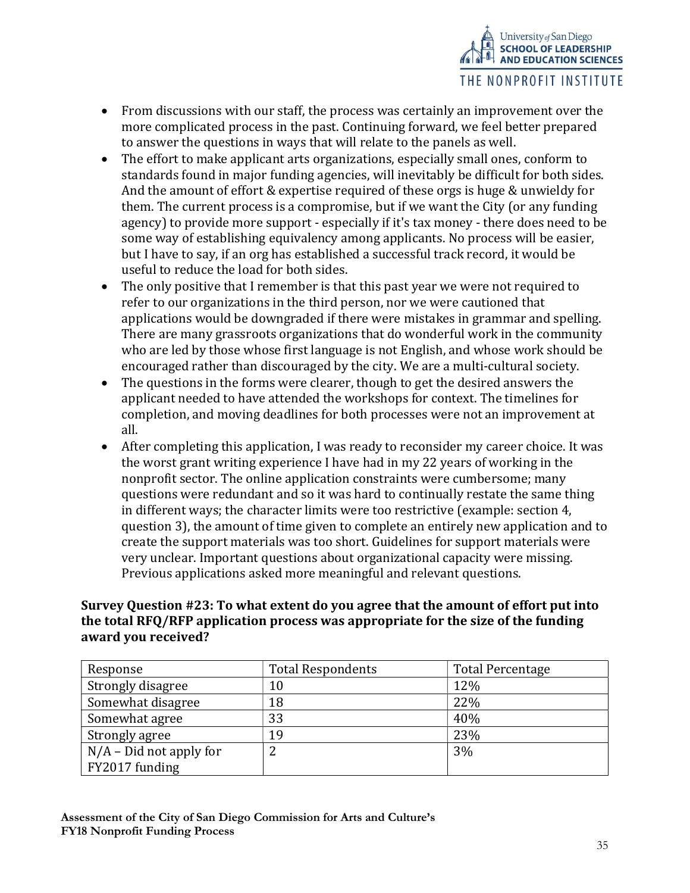- From discussions with our staff, the process was certainly an improvement over the more complicated process in the past. Continuing forward, we feel better prepared to answer the questions in ways that will relate to the panels as well.
- The effort to make applicant arts organizations, especially small ones, conform to standards found in major funding agencies, will inevitably be difficult for both sides. And the amount of effort & expertise required of these orgs is huge & unwieldy for them. The current process is a compromise, but if we want the City (or any funding agency) to provide more support - especially if it's tax money - there does need to be some way of establishing equivalency among applicants. No process will be easier, but I have to say, if an org has established a successful track record, it would be useful to reduce the load for both sides.
- The only positive that I remember is that this past year we were not required to refer to our organizations in the third person, nor we were cautioned that applications would be downgraded if there were mistakes in grammar and spelling. There are many grassroots organizations that do wonderful work in the community who are led by those whose first language is not English, and whose work should be encouraged rather than discouraged by the city. We are a multi-cultural society.
- The questions in the forms were clearer, though to get the desired answers the applicant needed to have attended the workshops for context. The timelines for completion, and moving deadlines for both processes were not an improvement at all.
- After completing this application, I was ready to reconsider my career choice. It was the worst grant writing experience I have had in my 22 years of working in the nonprofit sector. The online application constraints were cumbersome; many questions were redundant and so it was hard to continually restate the same thing in different ways; the character limits were too restrictive (example: section 4, question 3), the amount of time given to complete an entirely new application and to create the support materials was too short. Guidelines for support materials were very unclear. Important questions about organizational capacity were missing. Previous applications asked more meaningful and relevant questions.

**Survey Question #23: To what extent do you agree that the amount of effort put into the total RFQ/RFP application process was appropriate for the size of the funding award you received?**

| Response | Total Respondents | Total Percentage |
|---|---|---|
| Strongly disagree | 10 | 12% |
| Somewhat disagree | 18 | 22% |
| Somewhat agree | 33 | 40% |
| Strongly agree | 19 | 23% |
| N/A – Did not apply for FY2017 funding | 2 | 3% |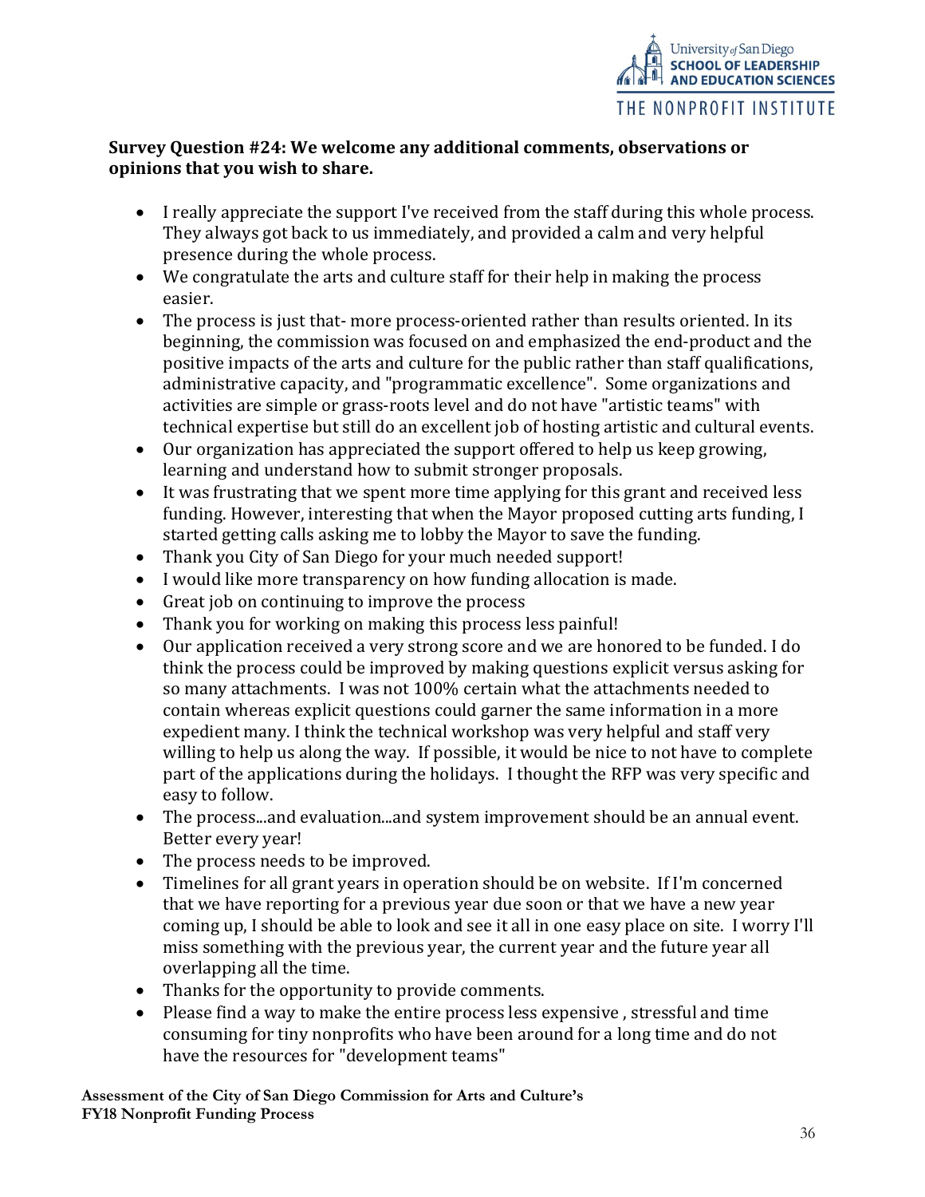**Survey Question #24: We welcome any additional comments, observations or opinions that you wish to share.**

- I really appreciate the support I've received from the staff during this whole process. They always got back to us immediately, and provided a calm and very helpful presence during the whole process.
- We congratulate the arts and culture staff for their help in making the process easier.
- The process is just that- more process-oriented rather than results oriented. In its beginning, the commission was focused on and emphasized the end-product and the positive impacts of the arts and culture for the public rather than staff qualifications, administrative capacity, and "programmatic excellence". Some organizations and activities are simple or grass-roots level and do not have "artistic teams" with technical expertise but still do an excellent job of hosting artistic and cultural events.
- Our organization has appreciated the support offered to help us keep growing, learning and understand how to submit stronger proposals.
- It was frustrating that we spent more time applying for this grant and received less funding. However, interesting that when the Mayor proposed cutting arts funding, I started getting calls asking me to lobby the Mayor to save the funding.
- Thank you City of San Diego for your much needed support!
- I would like more transparency on how funding allocation is made.
- Great job on continuing to improve the process
- Thank you for working on making this process less painful!
- Our application received a very strong score and we are honored to be funded. I do think the process could be improved by making questions explicit versus asking for so many attachments. I was not 100% certain what the attachments needed to contain whereas explicit questions could garner the same information in a more expedient many. I think the technical workshop was very helpful and staff very willing to help us along the way. If possible, it would be nice to not have to complete part of the applications during the holidays. I thought the RFP was very specific and easy to follow.
- The process...and evaluation...and system improvement should be an annual event. Better every year!
- The process needs to be improved.
- Timelines for all grant years in operation should be on website. If I'm concerned that we have reporting for a previous year due soon or that we have a new year coming up, I should be able to look and see it all in one easy place on site. I worry I'll miss something with the previous year, the current year and the future year all overlapping all the time.
- Thanks for the opportunity to provide comments.
- Please find a way to make the entire process less expensive , stressful and time consuming for tiny nonprofits who have been around for a long time and do not have the resources for "development teams"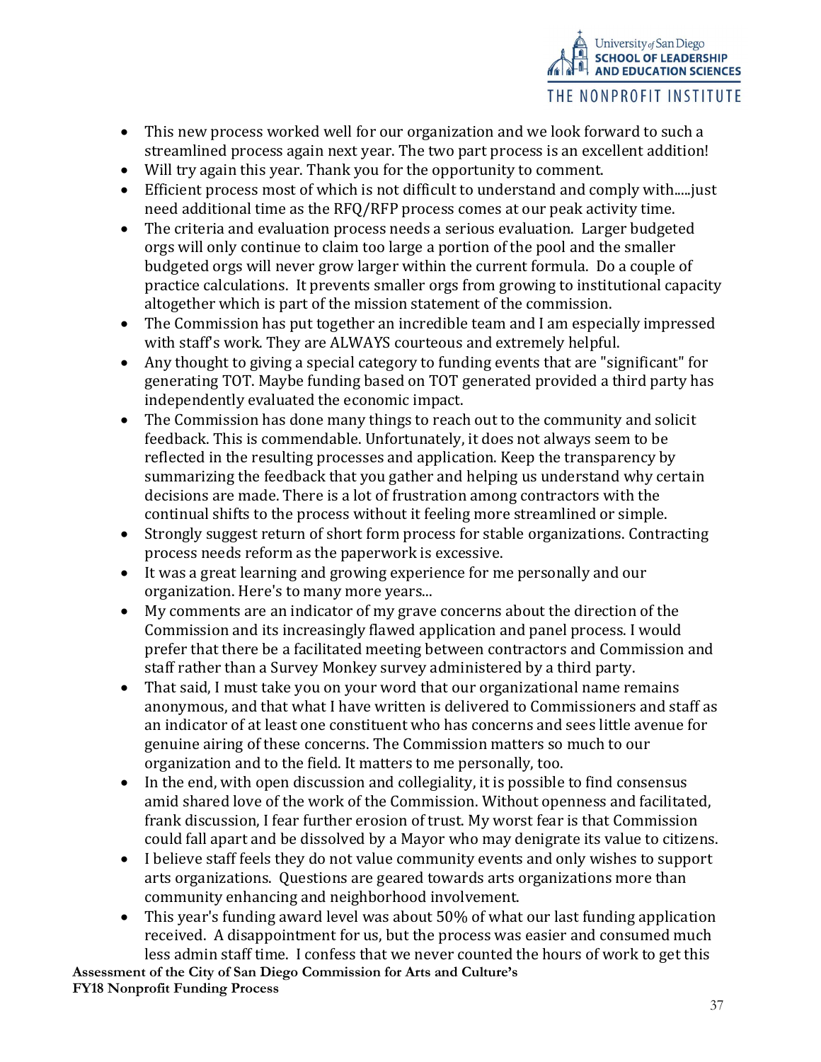- This new process worked well for our organization and we look forward to such a streamlined process again next year. The two part process is an excellent addition!
- Will try again this year. Thank you for the opportunity to comment.
- Efficient process most of which is not difficult to understand and comply with.....just need additional time as the RFQ/RFP process comes at our peak activity time.
- The criteria and evaluation process needs a serious evaluation. Larger budgeted orgs will only continue to claim too large a portion of the pool and the smaller budgeted orgs will never grow larger within the current formula. Do a couple of practice calculations. It prevents smaller orgs from growing to institutional capacity altogether which is part of the mission statement of the commission.
- The Commission has put together an incredible team and I am especially impressed with staff's work. They are ALWAYS courteous and extremely helpful.
- Any thought to giving a special category to funding events that are "significant" for generating TOT. Maybe funding based on TOT generated provided a third party has independently evaluated the economic impact.
- The Commission has done many things to reach out to the community and solicit feedback. This is commendable. Unfortunately, it does not always seem to be reflected in the resulting processes and application. Keep the transparency by summarizing the feedback that you gather and helping us understand why certain decisions are made. There is a lot of frustration among contractors with the continual shifts to the process without it feeling more streamlined or simple.
- Strongly suggest return of short form process for stable organizations. Contracting process needs reform as the paperwork is excessive.
- It was a great learning and growing experience for me personally and our organization. Here's to many more years...
- My comments are an indicator of my grave concerns about the direction of the Commission and its increasingly flawed application and panel process. I would prefer that there be a facilitated meeting between contractors and Commission and staff rather than a Survey Monkey survey administered by a third party.
- That said, I must take you on your word that our organizational name remains anonymous, and that what I have written is delivered to Commissioners and staff as an indicator of at least one constituent who has concerns and sees little avenue for genuine airing of these concerns. The Commission matters so much to our organization and to the field. It matters to me personally, too.
- In the end, with open discussion and collegiality, it is possible to find consensus amid shared love of the work of the Commission. Without openness and facilitated, frank discussion, I fear further erosion of trust. My worst fear is that Commission could fall apart and be dissolved by a Mayor who may denigrate its value to citizens.
- I believe staff feels they do not value community events and only wishes to support arts organizations. Questions are geared towards arts organizations more than community enhancing and neighborhood involvement.
- This year's funding award level was about 50% of what our last funding application received. A disappointment for us, but the process was easier and consumed much less admin staff time. I confess that we never counted the hours of work to get this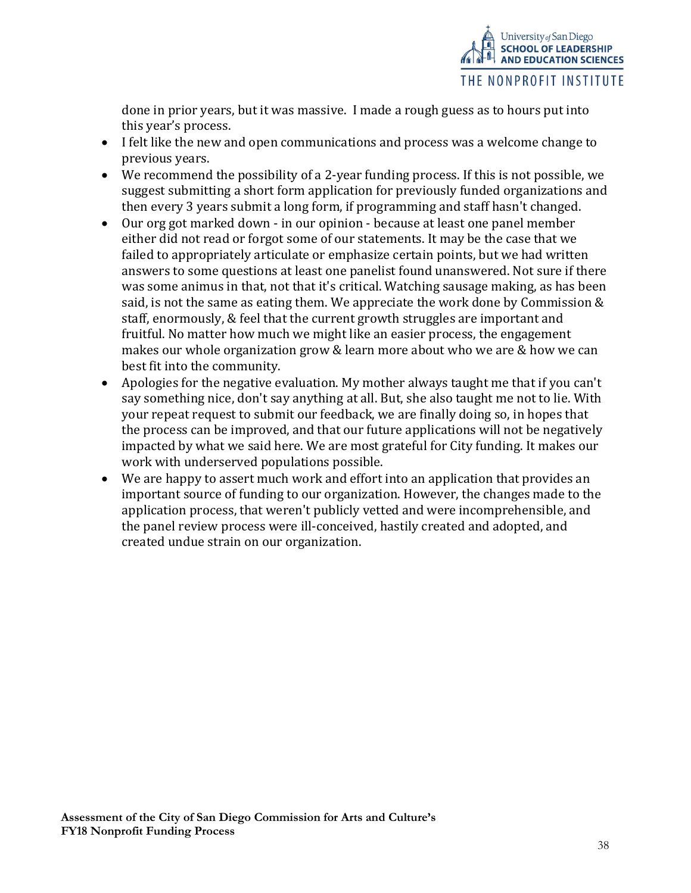done in prior years, but it was massive. I made a rough guess as to hours put into this year's process.

- I felt like the new and open communications and process was a welcome change to previous years.
- We recommend the possibility of a 2-year funding process. If this is not possible, we suggest submitting a short form application for previously funded organizations and then every 3 years submit a long form, if programming and staff hasn't changed.
- Our org got marked down - in our opinion - because at least one panel member either did not read or forgot some of our statements. It may be the case that we failed to appropriately articulate or emphasize certain points, but we had written answers to some questions at least one panelist found unanswered. Not sure if there was some animus in that, not that it's critical. Watching sausage making, as has been said, is not the same as eating them. We appreciate the work done by Commission & staff, enormously, & feel that the current growth struggles are important and fruitful. No matter how much we might like an easier process, the engagement makes our whole organization grow & learn more about who we are & how we can best fit into the community.
- Apologies for the negative evaluation. My mother always taught me that if you can't say something nice, don't say anything at all. But, she also taught me not to lie. With your repeat request to submit our feedback, we are finally doing so, in hopes that the process can be improved, and that our future applications will not be negatively impacted by what we said here. We are most grateful for City funding. It makes our work with underserved populations possible.
- We are happy to assert much work and effort into an application that provides an important source of funding to our organization. However, the changes made to the application process, that weren't publicly vetted and were incomprehensible, and the panel review process were ill-conceived, hastily created and adopted, and created undue strain on our organization.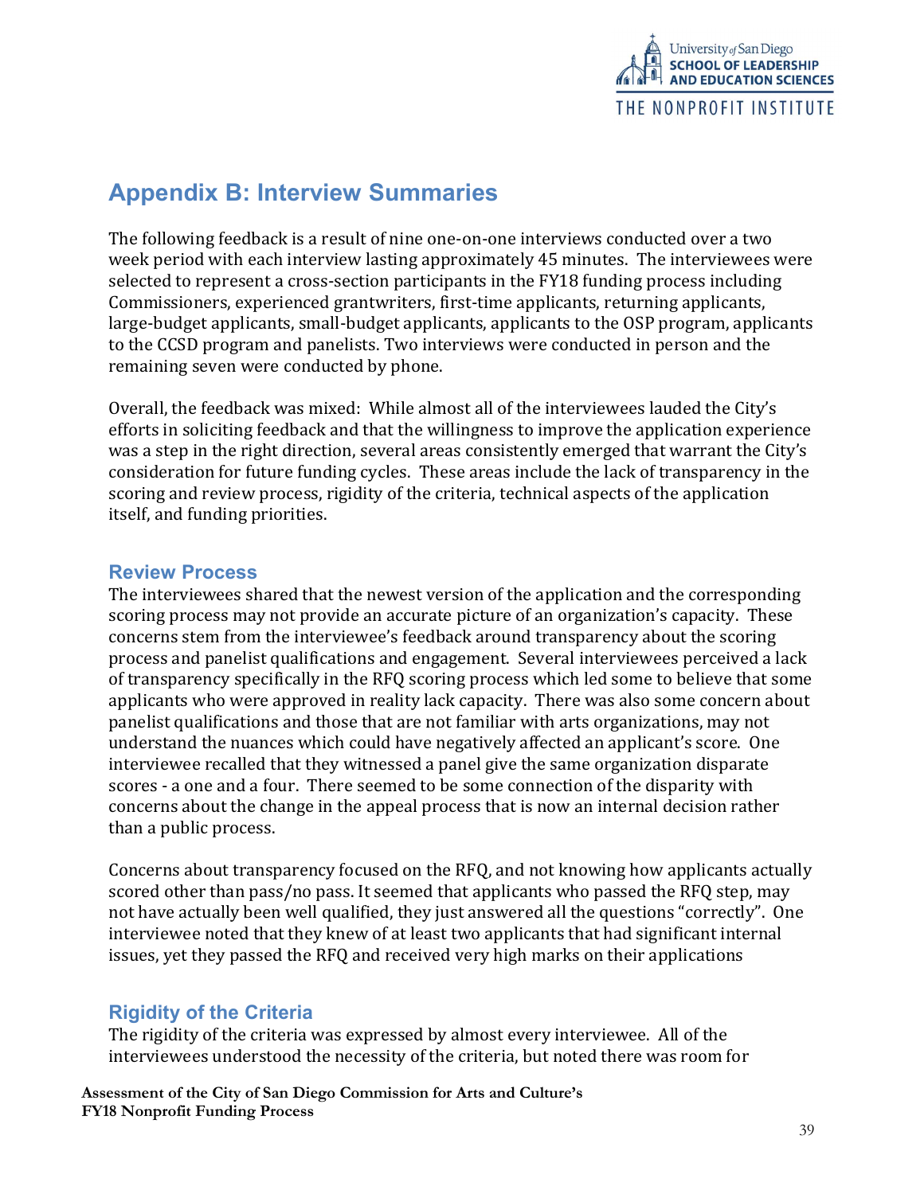## Appendix B: Interview Summaries

The following feedback is a result of nine one-on-one interviews conducted over a two week period with each interview lasting approximately 45 minutes. The interviewees were selected to represent a cross-section participants in the FY18 funding process including Commissioners, experienced grantwriters, first-time applicants, returning applicants, large-budget applicants, small-budget applicants, applicants to the OSP program, applicants to the CCSD program and panelists. Two interviews were conducted in person and the remaining seven were conducted by phone.

Overall, the feedback was mixed: While almost all of the interviewees lauded the City's efforts in soliciting feedback and that the willingness to improve the application experience was a step in the right direction, several areas consistently emerged that warrant the City's consideration for future funding cycles. These areas include the lack of transparency in the scoring and review process, rigidity of the criteria, technical aspects of the application itself, and funding priorities.

### Review Process

The interviewees shared that the newest version of the application and the corresponding scoring process may not provide an accurate picture of an organization's capacity. These concerns stem from the interviewee's feedback around transparency about the scoring process and panelist qualifications and engagement. Several interviewees perceived a lack of transparency specifically in the RFQ scoring process which led some to believe that some applicants who were approved in reality lack capacity. There was also some concern about panelist qualifications and those that are not familiar with arts organizations, may not understand the nuances which could have negatively affected an applicant's score. One interviewee recalled that they witnessed a panel give the same organization disparate scores - a one and a four. There seemed to be some connection of the disparity with concerns about the change in the appeal process that is now an internal decision rather than a public process.

Concerns about transparency focused on the RFQ, and not knowing how applicants actually scored other than pass/no pass. It seemed that applicants who passed the RFQ step, may not have actually been well qualified, they just answered all the questions "correctly". One interviewee noted that they knew of at least two applicants that had significant internal issues, yet they passed the RFQ and received very high marks on their applications

### Rigidity of the Criteria

The rigidity of the criteria was expressed by almost every interviewee. All of the interviewees understood the necessity of the criteria, but noted there was room for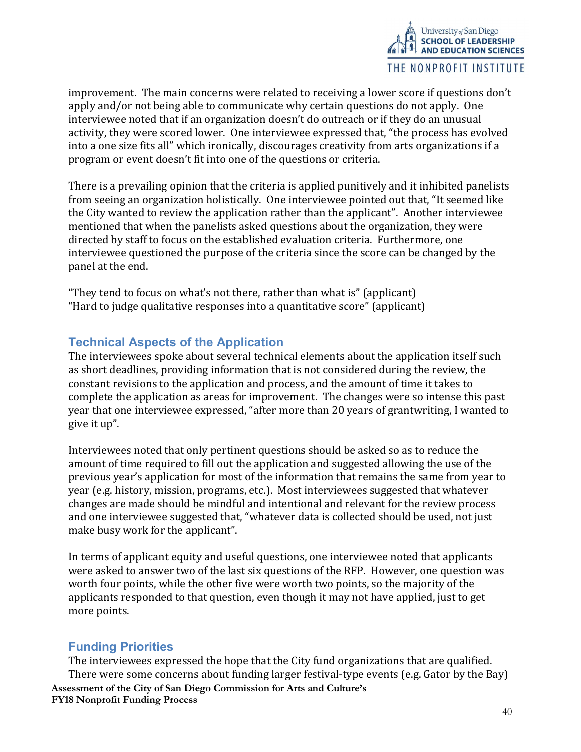improvement. The main concerns were related to receiving a lower score if questions don't apply and/or not being able to communicate why certain questions do not apply. One interviewee noted that if an organization doesn't do outreach or if they do an unusual activity, they were scored lower. One interviewee expressed that, "the process has evolved into a one size fits all" which ironically, discourages creativity from arts organizations if a program or event doesn't fit into one of the questions or criteria.

There is a prevailing opinion that the criteria is applied punitively and it inhibited panelists from seeing an organization holistically. One interviewee pointed out that, "It seemed like the City wanted to review the application rather than the applicant". Another interviewee mentioned that when the panelists asked questions about the organization, they were directed by staff to focus on the established evaluation criteria. Furthermore, one interviewee questioned the purpose of the criteria since the score can be changed by the panel at the end.

"They tend to focus on what's not there, rather than what is" (applicant)
"Hard to judge qualitative responses into a quantitative score" (applicant)

## Technical Aspects of the Application

The interviewees spoke about several technical elements about the application itself such as short deadlines, providing information that is not considered during the review, the constant revisions to the application and process, and the amount of time it takes to complete the application as areas for improvement. The changes were so intense this past year that one interviewee expressed, "after more than 20 years of grantwriting, I wanted to give it up".

Interviewees noted that only pertinent questions should be asked so as to reduce the amount of time required to fill out the application and suggested allowing the use of the previous year's application for most of the information that remains the same from year to year (e.g. history, mission, programs, etc.). Most interviewees suggested that whatever changes are made should be mindful and intentional and relevant for the review process and one interviewee suggested that, "whatever data is collected should be used, not just make busy work for the applicant".

In terms of applicant equity and useful questions, one interviewee noted that applicants were asked to answer two of the last six questions of the RFP. However, one question was worth four points, while the other five were worth two points, so the majority of the applicants responded to that question, even though it may not have applied, just to get more points.

## Funding Priorities

The interviewees expressed the hope that the City fund organizations that are qualified. There were some concerns about funding larger festival-type events (e.g. Gator by the Bay)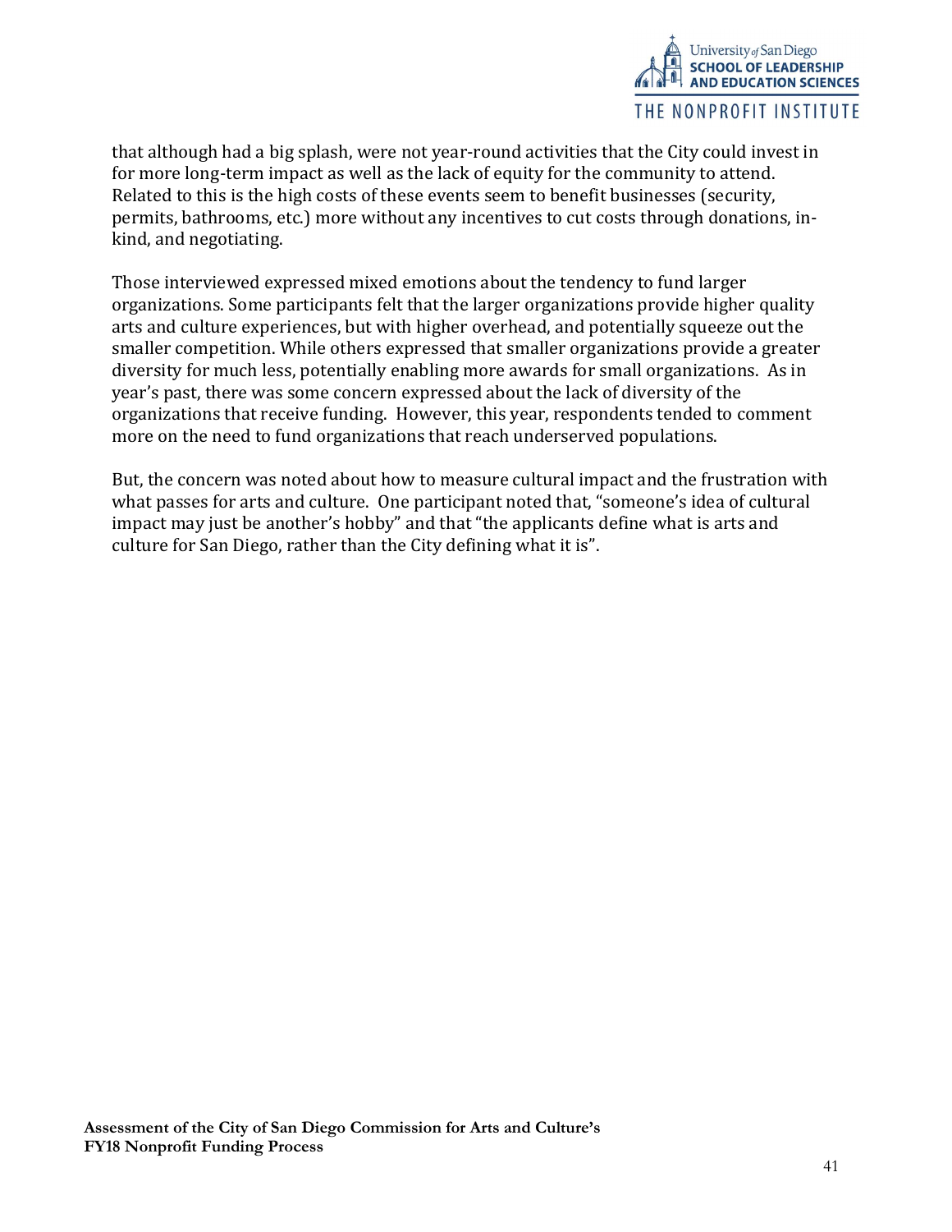that although had a big splash, were not year-round activities that the City could invest in for more long-term impact as well as the lack of equity for the community to attend. Related to this is the high costs of these events seem to benefit businesses (security, permits, bathrooms, etc.) more without any incentives to cut costs through donations, in-kind, and negotiating.

Those interviewed expressed mixed emotions about the tendency to fund larger organizations. Some participants felt that the larger organizations provide higher quality arts and culture experiences, but with higher overhead, and potentially squeeze out the smaller competition. While others expressed that smaller organizations provide a greater diversity for much less, potentially enabling more awards for small organizations. As in year's past, there was some concern expressed about the lack of diversity of the organizations that receive funding. However, this year, respondents tended to comment more on the need to fund organizations that reach underserved populations.

But, the concern was noted about how to measure cultural impact and the frustration with what passes for arts and culture. One participant noted that, "someone's idea of cultural impact may just be another's hobby" and that "the applicants define what is arts and culture for San Diego, rather than the City defining what it is".